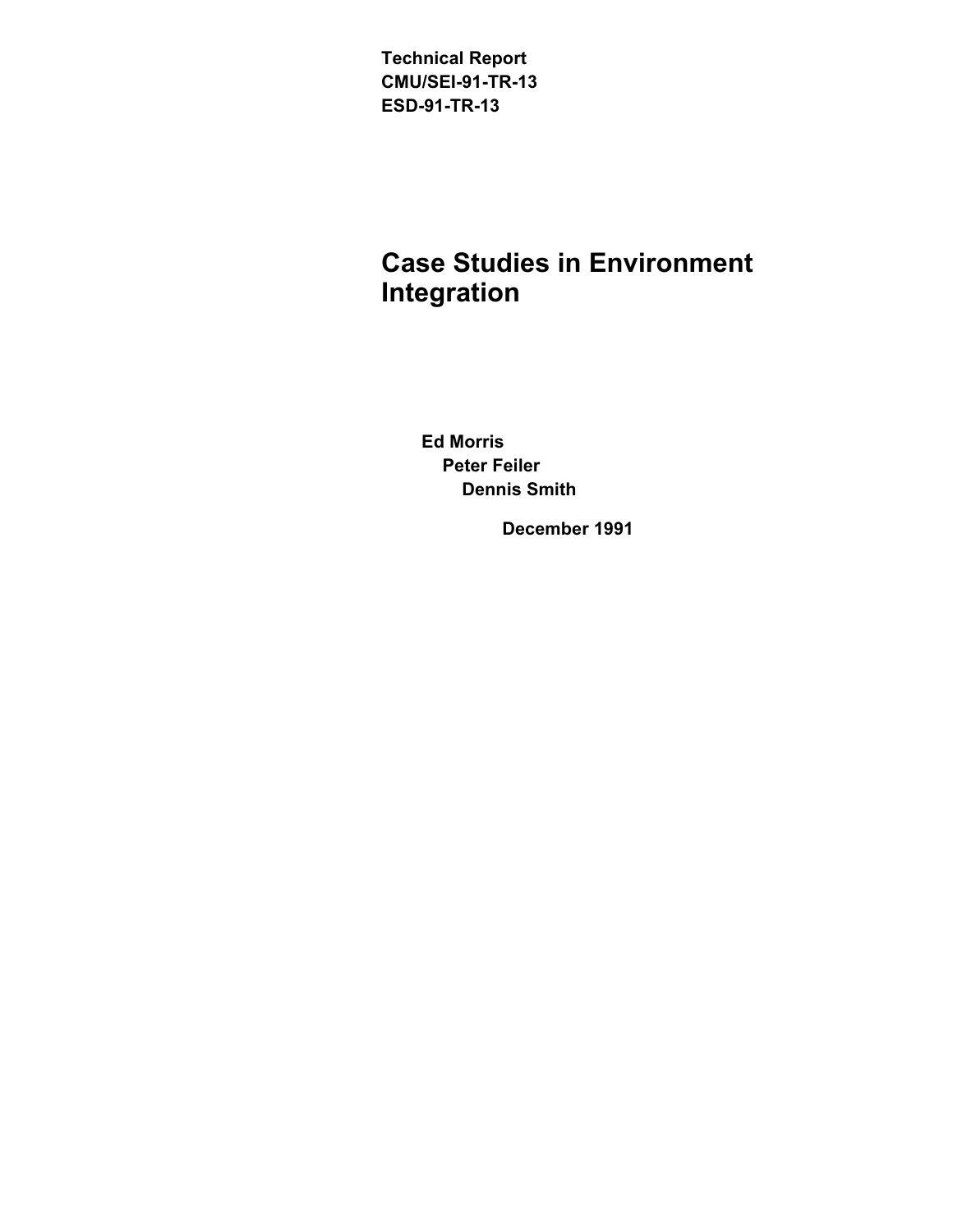**Technical Report**
**CMU/SEI-91-TR-13**
**ESD-91-TR-13**

# Case Studies in Environment Integration

**Ed Morris**
**Peter Feiler**
**Dennis Smith**

**December 1991**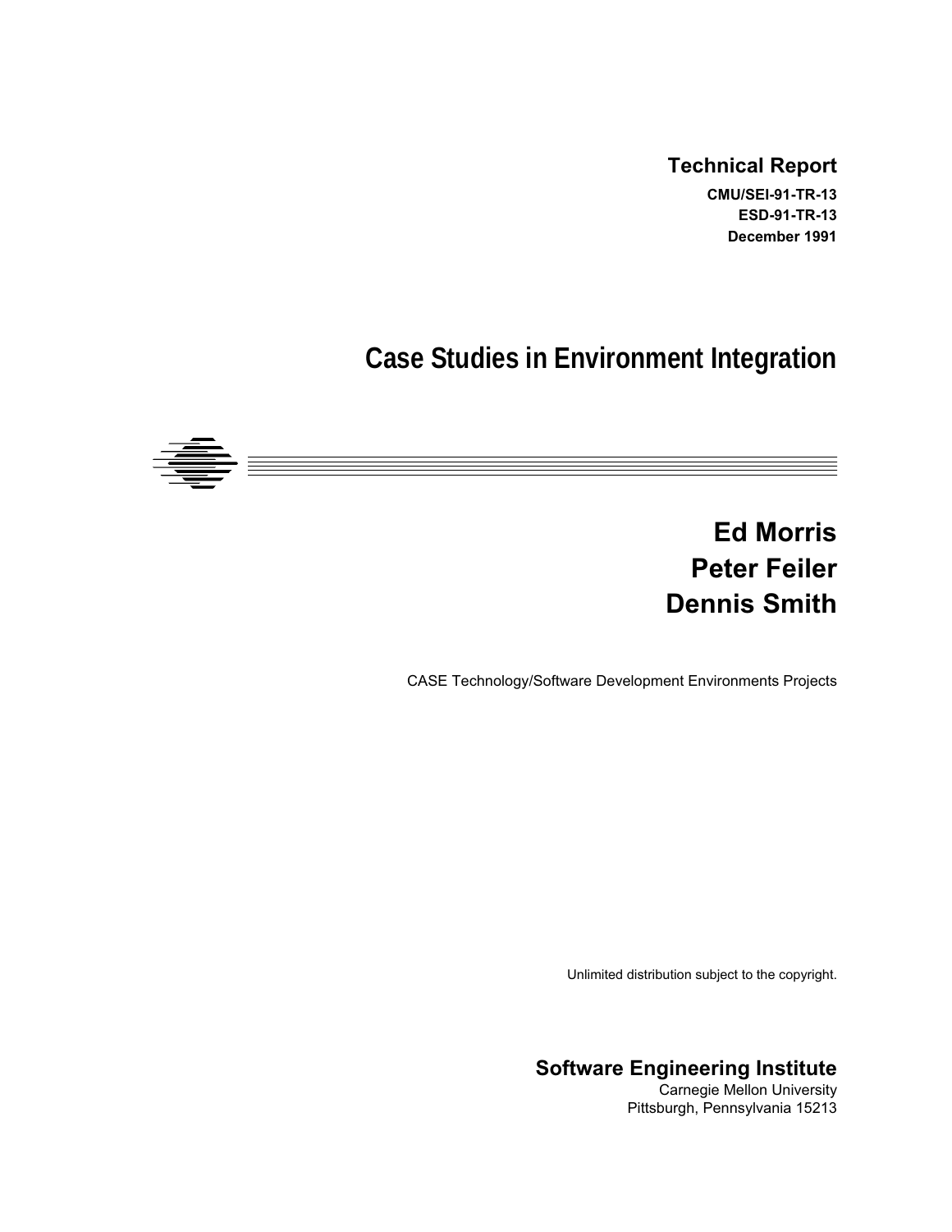**Technical Report**

**CMU/SEI-91-TR-13**
**ESD-91-TR-13**
**December 1991**

# Case Studies in Environment Integration

## Ed Morris
## Peter Feiler
## Dennis Smith

CASE Technology/Software Development Environments Projects

Unlimited distribution subject to the copyright.

**Software Engineering Institute**
Carnegie Mellon University
Pittsburgh, Pennsylvania 15213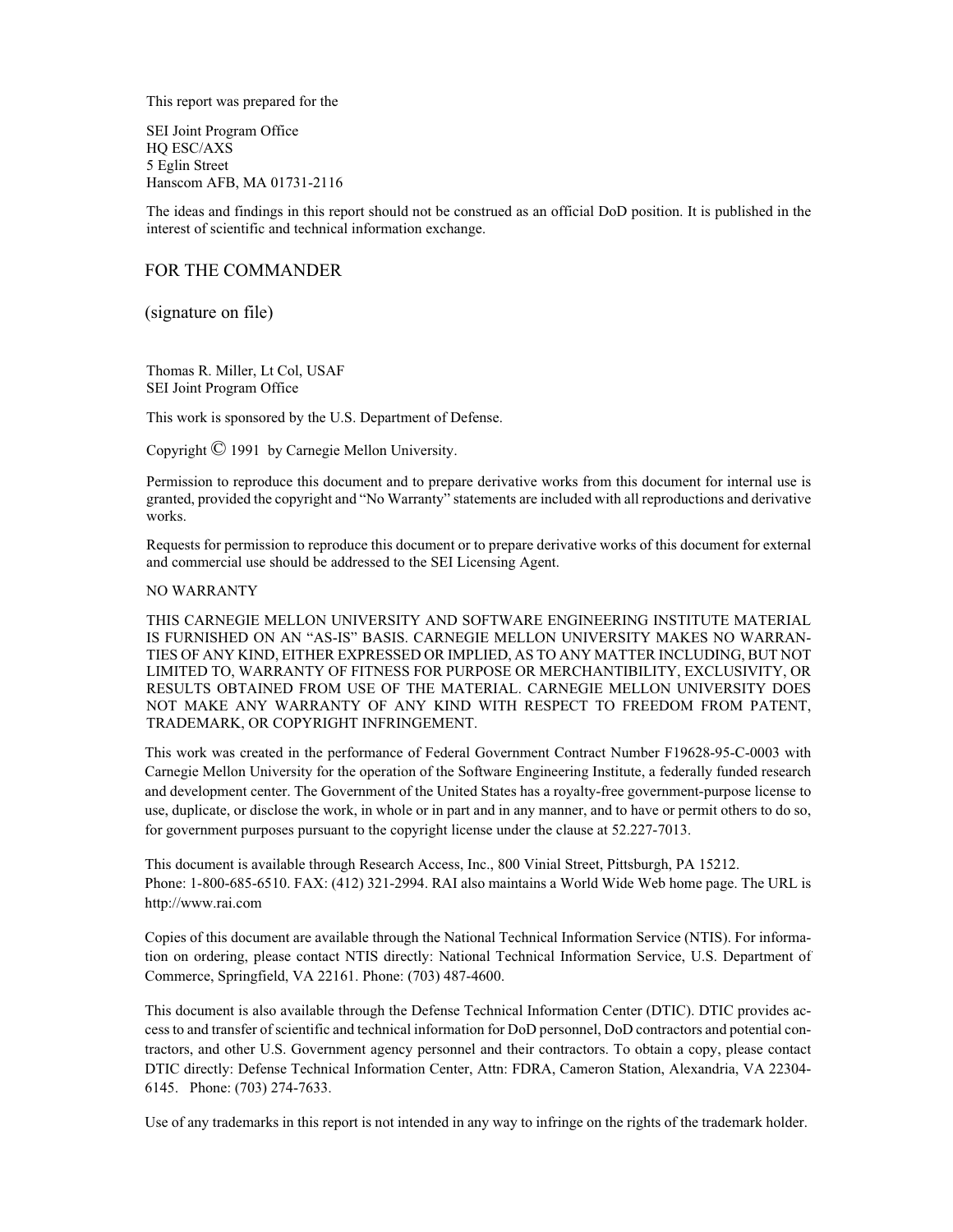This report was prepared for the

SEI Joint Program Office
HQ ESC/AXS
5 Eglin Street
Hanscom AFB, MA 01731-2116

The ideas and findings in this report should not be construed as an official DoD position. It is published in the interest of scientific and technical information exchange.

FOR THE COMMANDER

(signature on file)

Thomas R. Miller, Lt Col, USAF
SEI Joint Program Office

This work is sponsored by the U.S. Department of Defense.

Copyright © 1991 by Carnegie Mellon University.

Permission to reproduce this document and to prepare derivative works from this document for internal use is granted, provided the copyright and "No Warranty" statements are included with all reproductions and derivative works.

Requests for permission to reproduce this document or to prepare derivative works of this document for external and commercial use should be addressed to the SEI Licensing Agent.

NO WARRANTY

THIS CARNEGIE MELLON UNIVERSITY AND SOFTWARE ENGINEERING INSTITUTE MATERIAL IS FURNISHED ON AN "AS-IS" BASIS. CARNEGIE MELLON UNIVERSITY MAKES NO WARRANTIES OF ANY KIND, EITHER EXPRESSED OR IMPLIED, AS TO ANY MATTER INCLUDING, BUT NOT LIMITED TO, WARRANTY OF FITNESS FOR PURPOSE OR MERCHANTIBILITY, EXCLUSIVITY, OR RESULTS OBTAINED FROM USE OF THE MATERIAL. CARNEGIE MELLON UNIVERSITY DOES NOT MAKE ANY WARRANTY OF ANY KIND WITH RESPECT TO FREEDOM FROM PATENT, TRADEMARK, OR COPYRIGHT INFRINGEMENT.

This work was created in the performance of Federal Government Contract Number F19628-95-C-0003 with Carnegie Mellon University for the operation of the Software Engineering Institute, a federally funded research and development center. The Government of the United States has a royalty-free government-purpose license to use, duplicate, or disclose the work, in whole or in part and in any manner, and to have or permit others to do so, for government purposes pursuant to the copyright license under the clause at 52.227-7013.

This document is available through Research Access, Inc., 800 Vinial Street, Pittsburgh, PA 15212. Phone: 1-800-685-6510. FAX: (412) 321-2994. RAI also maintains a World Wide Web home page. The URL is http://www.rai.com

Copies of this document are available through the National Technical Information Service (NTIS). For information on ordering, please contact NTIS directly: National Technical Information Service, U.S. Department of Commerce, Springfield, VA 22161. Phone: (703) 487-4600.

This document is also available through the Defense Technical Information Center (DTIC). DTIC provides access to and transfer of scientific and technical information for DoD personnel, DoD contractors and potential contractors, and other U.S. Government agency personnel and their contractors. To obtain a copy, please contact DTIC directly: Defense Technical Information Center, Attn: FDRA, Cameron Station, Alexandria, VA 22304-6145. Phone: (703) 274-7633.

Use of any trademarks in this report is not intended in any way to infringe on the rights of the trademark holder.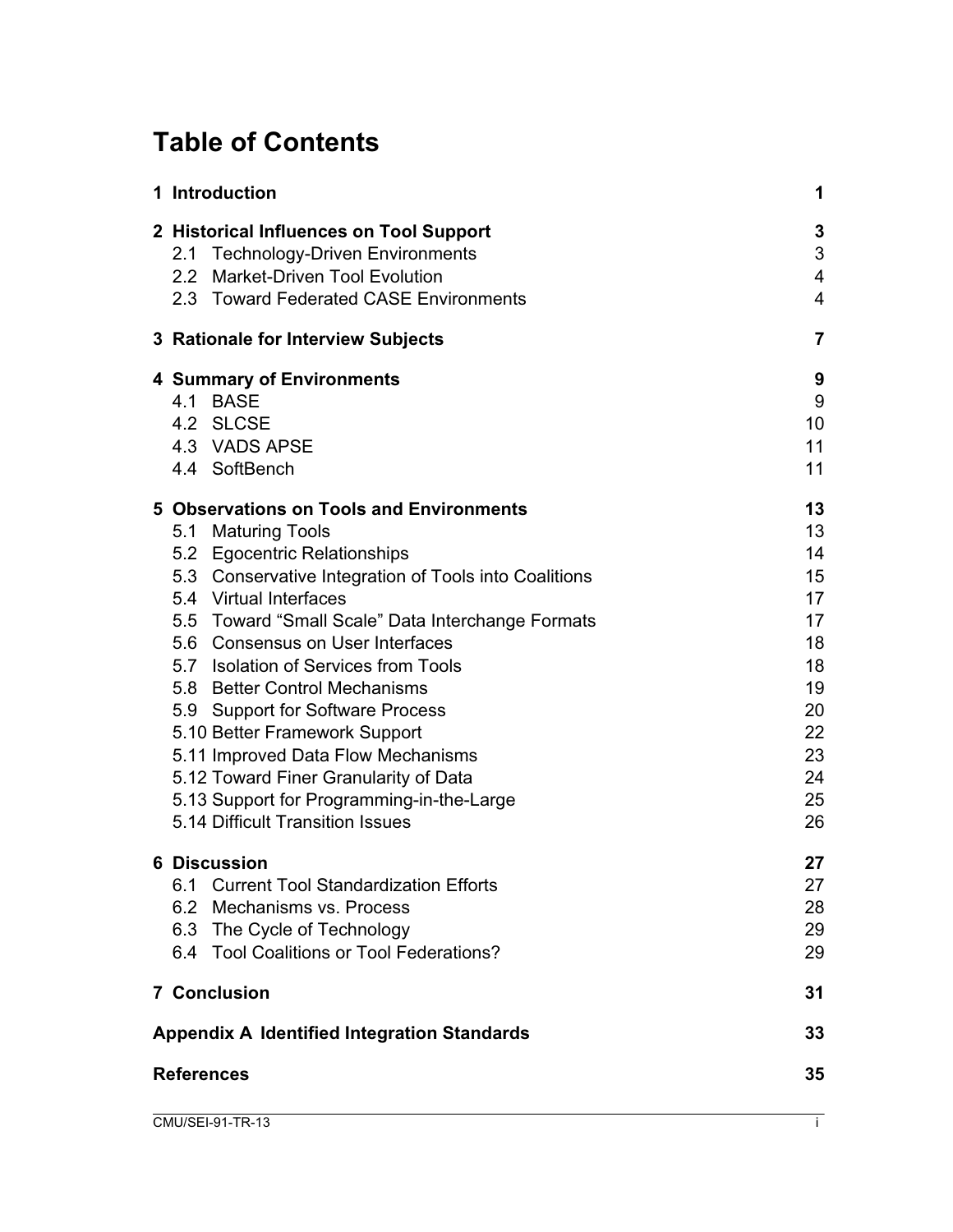# Table of Contents

| | |
|---|---|
| **1 Introduction** | **1** |
| **2 Historical Influences on Tool Support** | **3** |
| 2.1 Technology-Driven Environments | 3 |
| 2.2 Market-Driven Tool Evolution | 4 |
| 2.3 Toward Federated CASE Environments | 4 |
| **3 Rationale for Interview Subjects** | **7** |
| **4 Summary of Environments** | **9** |
| 4.1 BASE | 9 |
| 4.2 SLCSE | 10 |
| 4.3 VADS APSE | 11 |
| 4.4 SoftBench | 11 |
| **5 Observations on Tools and Environments** | **13** |
| 5.1 Maturing Tools | 13 |
| 5.2 Egocentric Relationships | 14 |
| 5.3 Conservative Integration of Tools into Coalitions | 15 |
| 5.4 Virtual Interfaces | 17 |
| 5.5 Toward “Small Scale” Data Interchange Formats | 17 |
| 5.6 Consensus on User Interfaces | 18 |
| 5.7 Isolation of Services from Tools | 18 |
| 5.8 Better Control Mechanisms | 19 |
| 5.9 Support for Software Process | 20 |
| 5.10 Better Framework Support | 22 |
| 5.11 Improved Data Flow Mechanisms | 23 |
| 5.12 Toward Finer Granularity of Data | 24 |
| 5.13 Support for Programming-in-the-Large | 25 |
| 5.14 Difficult Transition Issues | 26 |
| **6 Discussion** | **27** |
| 6.1 Current Tool Standardization Efforts | 27 |
| 6.2 Mechanisms vs. Process | 28 |
| 6.3 The Cycle of Technology | 29 |
| 6.4 Tool Coalitions or Tool Federations? | 29 |
| **7 Conclusion** | **31** |
| **Appendix A Identified Integration Standards** | **33** |
| **References** | **35** |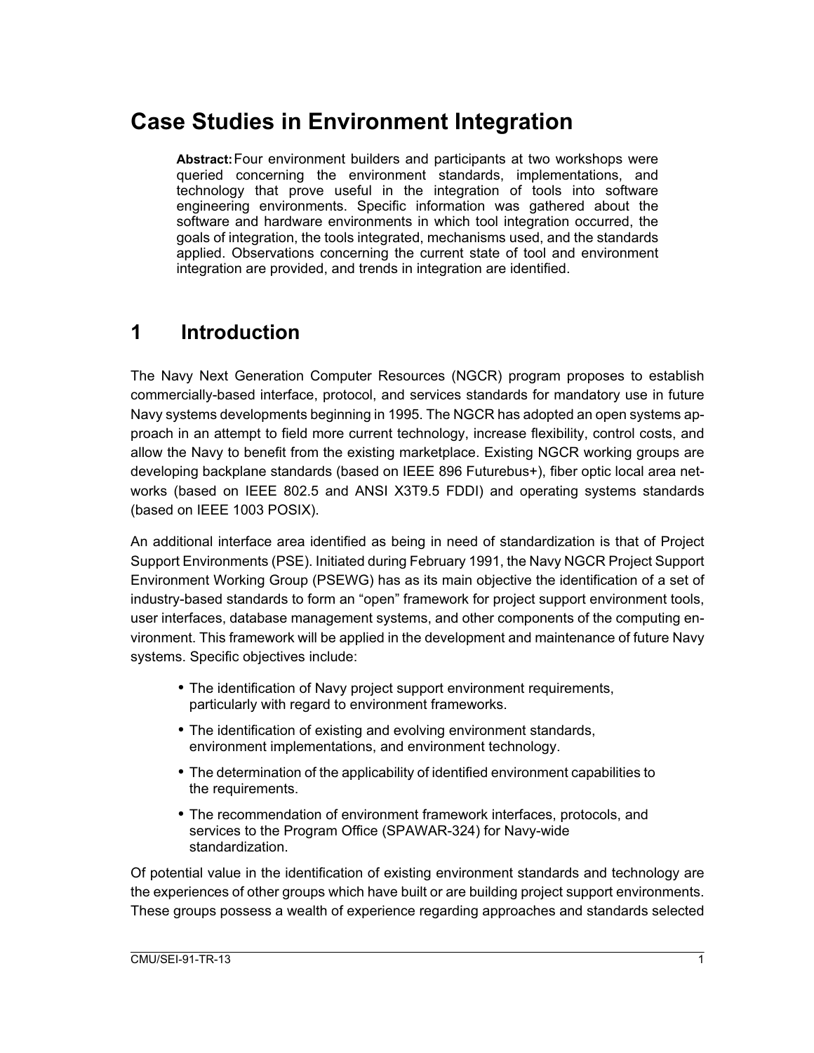# Case Studies in Environment Integration

**Abstract:** Four environment builders and participants at two workshops were queried concerning the environment standards, implementations, and technology that prove useful in the integration of tools into software engineering environments. Specific information was gathered about the software and hardware environments in which tool integration occurred, the goals of integration, the tools integrated, mechanisms used, and the standards applied. Observations concerning the current state of tool and environment integration are provided, and trends in integration are identified.

# 1 Introduction

The Navy Next Generation Computer Resources (NGCR) program proposes to establish commercially-based interface, protocol, and services standards for mandatory use in future Navy systems developments beginning in 1995. The NGCR has adopted an open systems approach in an attempt to field more current technology, increase flexibility, control costs, and allow the Navy to benefit from the existing marketplace. Existing NGCR working groups are developing backplane standards (based on IEEE 896 Futurebus+), fiber optic local area networks (based on IEEE 802.5 and ANSI X3T9.5 FDDI) and operating systems standards (based on IEEE 1003 POSIX).

An additional interface area identified as being in need of standardization is that of Project Support Environments (PSE). Initiated during February 1991, the Navy NGCR Project Support Environment Working Group (PSEWG) has as its main objective the identification of a set of industry-based standards to form an "open" framework for project support environment tools, user interfaces, database management systems, and other components of the computing environment. This framework will be applied in the development and maintenance of future Navy systems. Specific objectives include:

- The identification of Navy project support environment requirements, particularly with regard to environment frameworks.
- The identification of existing and evolving environment standards, environment implementations, and environment technology.
- The determination of the applicability of identified environment capabilities to the requirements.
- The recommendation of environment framework interfaces, protocols, and services to the Program Office (SPAWAR-324) for Navy-wide standardization.

Of potential value in the identification of existing environment standards and technology are the experiences of other groups which have built or are building project support environments. These groups possess a wealth of experience regarding approaches and standards selected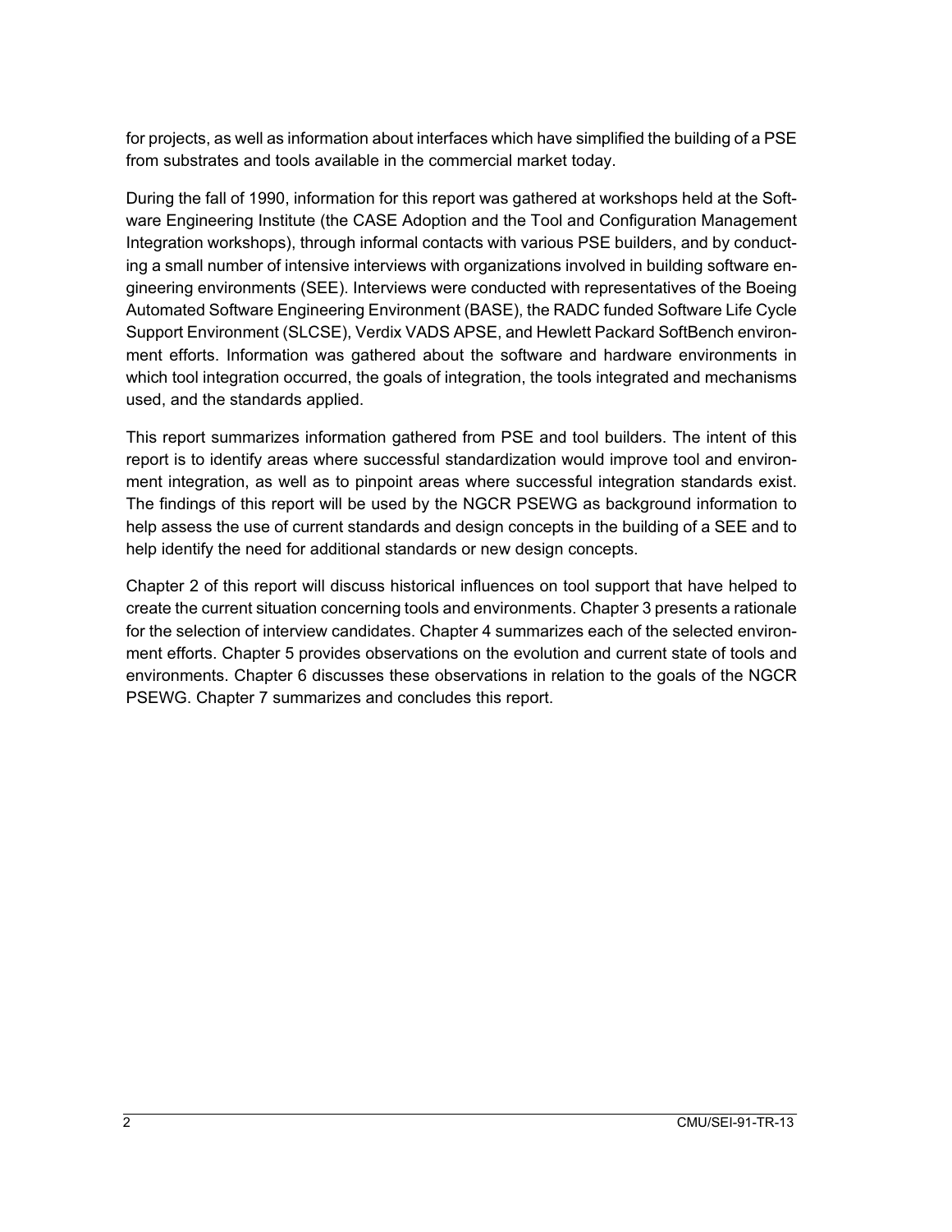for projects, as well as information about interfaces which have simplified the building of a PSE from substrates and tools available in the commercial market today.

During the fall of 1990, information for this report was gathered at workshops held at the Software Engineering Institute (the CASE Adoption and the Tool and Configuration Management Integration workshops), through informal contacts with various PSE builders, and by conducting a small number of intensive interviews with organizations involved in building software engineering environments (SEE). Interviews were conducted with representatives of the Boeing Automated Software Engineering Environment (BASE), the RADC funded Software Life Cycle Support Environment (SLCSE), Verdix VADS APSE, and Hewlett Packard SoftBench environment efforts. Information was gathered about the software and hardware environments in which tool integration occurred, the goals of integration, the tools integrated and mechanisms used, and the standards applied.

This report summarizes information gathered from PSE and tool builders. The intent of this report is to identify areas where successful standardization would improve tool and environment integration, as well as to pinpoint areas where successful integration standards exist. The findings of this report will be used by the NGCR PSEWG as background information to help assess the use of current standards and design concepts in the building of a SEE and to help identify the need for additional standards or new design concepts.

Chapter 2 of this report will discuss historical influences on tool support that have helped to create the current situation concerning tools and environments. Chapter 3 presents a rationale for the selection of interview candidates. Chapter 4 summarizes each of the selected environment efforts. Chapter 5 provides observations on the evolution and current state of tools and environments. Chapter 6 discusses these observations in relation to the goals of the NGCR PSEWG. Chapter 7 summarizes and concludes this report.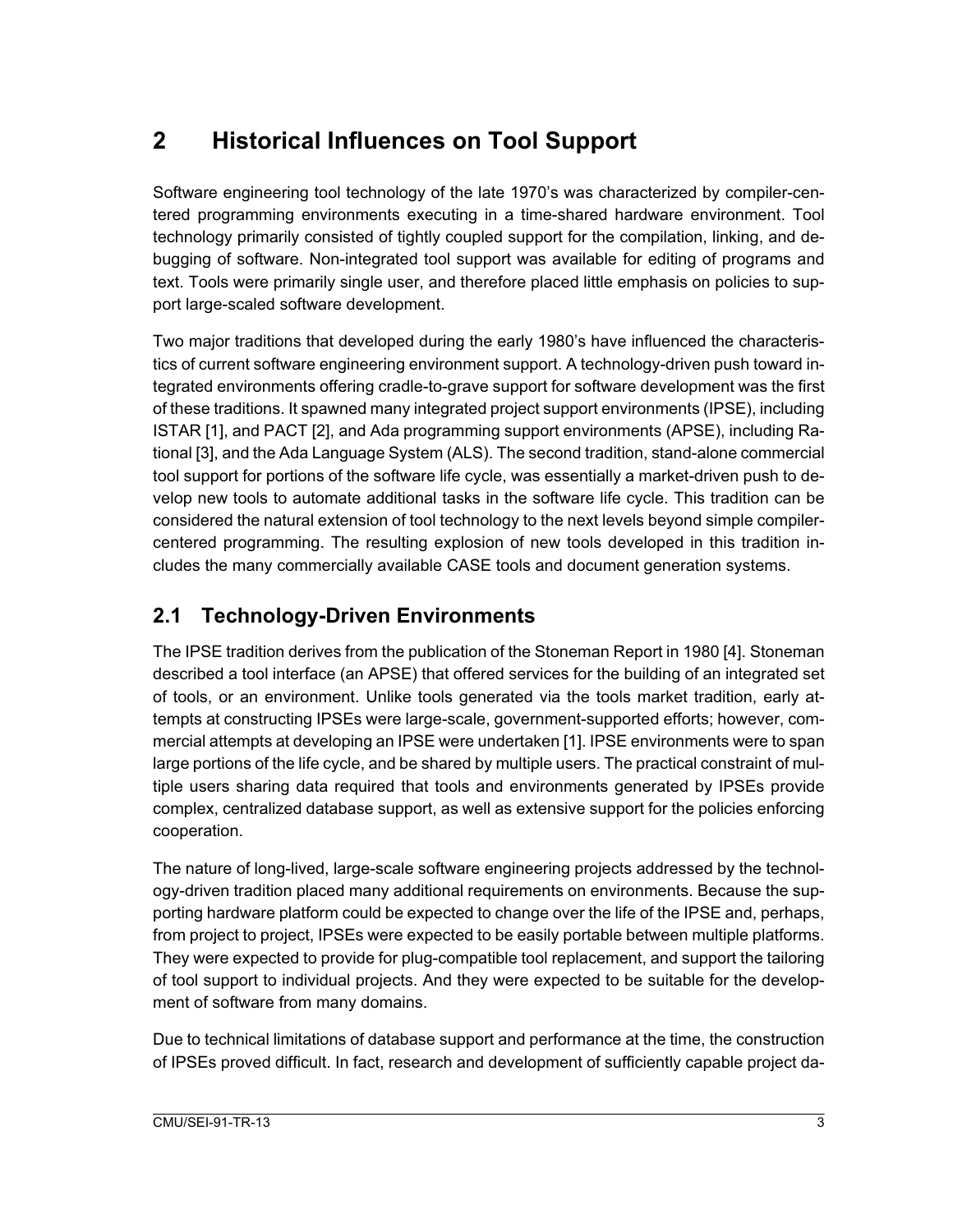# 2 Historical Influences on Tool Support

Software engineering tool technology of the late 1970's was characterized by compiler-centered programming environments executing in a time-shared hardware environment. Tool technology primarily consisted of tightly coupled support for the compilation, linking, and debugging of software. Non-integrated tool support was available for editing of programs and text. Tools were primarily single user, and therefore placed little emphasis on policies to support large-scaled software development.

Two major traditions that developed during the early 1980's have influenced the characteristics of current software engineering environment support. A technology-driven push toward integrated environments offering cradle-to-grave support for software development was the first of these traditions. It spawned many integrated project support environments (IPSE), including ISTAR [1], and PACT [2], and Ada programming support environments (APSE), including Rational [3], and the Ada Language System (ALS). The second tradition, stand-alone commercial tool support for portions of the software life cycle, was essentially a market-driven push to develop new tools to automate additional tasks in the software life cycle. This tradition can be considered the natural extension of tool technology to the next levels beyond simple compiler-centered programming. The resulting explosion of new tools developed in this tradition includes the many commercially available CASE tools and document generation systems.

## 2.1 Technology-Driven Environments

The IPSE tradition derives from the publication of the Stoneman Report in 1980 [4]. Stoneman described a tool interface (an APSE) that offered services for the building of an integrated set of tools, or an environment. Unlike tools generated via the tools market tradition, early attempts at constructing IPSEs were large-scale, government-supported efforts; however, commercial attempts at developing an IPSE were undertaken [1]. IPSE environments were to span large portions of the life cycle, and be shared by multiple users. The practical constraint of multiple users sharing data required that tools and environments generated by IPSEs provide complex, centralized database support, as well as extensive support for the policies enforcing cooperation.

The nature of long-lived, large-scale software engineering projects addressed by the technology-driven tradition placed many additional requirements on environments. Because the supporting hardware platform could be expected to change over the life of the IPSE and, perhaps, from project to project, IPSEs were expected to be easily portable between multiple platforms. They were expected to provide for plug-compatible tool replacement, and support the tailoring of tool support to individual projects. And they were expected to be suitable for the development of software from many domains.

Due to technical limitations of database support and performance at the time, the construction of IPSEs proved difficult. In fact, research and development of sufficiently capable project da-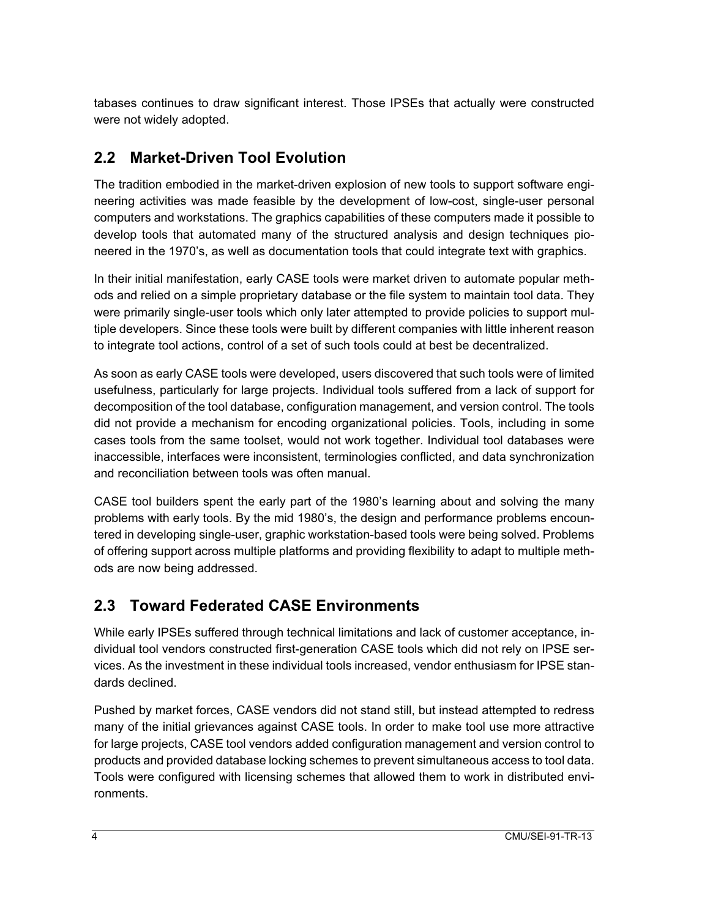tabases continues to draw significant interest. Those IPSEs that actually were constructed were not widely adopted.

## 2.2 Market-Driven Tool Evolution

The tradition embodied in the market-driven explosion of new tools to support software engineering activities was made feasible by the development of low-cost, single-user personal computers and workstations. The graphics capabilities of these computers made it possible to develop tools that automated many of the structured analysis and design techniques pioneered in the 1970's, as well as documentation tools that could integrate text with graphics.

In their initial manifestation, early CASE tools were market driven to automate popular methods and relied on a simple proprietary database or the file system to maintain tool data. They were primarily single-user tools which only later attempted to provide policies to support multiple developers. Since these tools were built by different companies with little inherent reason to integrate tool actions, control of a set of such tools could at best be decentralized.

As soon as early CASE tools were developed, users discovered that such tools were of limited usefulness, particularly for large projects. Individual tools suffered from a lack of support for decomposition of the tool database, configuration management, and version control. The tools did not provide a mechanism for encoding organizational policies. Tools, including in some cases tools from the same toolset, would not work together. Individual tool databases were inaccessible, interfaces were inconsistent, terminologies conflicted, and data synchronization and reconciliation between tools was often manual.

CASE tool builders spent the early part of the 1980's learning about and solving the many problems with early tools. By the mid 1980's, the design and performance problems encountered in developing single-user, graphic workstation-based tools were being solved. Problems of offering support across multiple platforms and providing flexibility to adapt to multiple methods are now being addressed.

## 2.3 Toward Federated CASE Environments

While early IPSEs suffered through technical limitations and lack of customer acceptance, individual tool vendors constructed first-generation CASE tools which did not rely on IPSE services. As the investment in these individual tools increased, vendor enthusiasm for IPSE standards declined.

Pushed by market forces, CASE vendors did not stand still, but instead attempted to redress many of the initial grievances against CASE tools. In order to make tool use more attractive for large projects, CASE tool vendors added configuration management and version control to products and provided database locking schemes to prevent simultaneous access to tool data. Tools were configured with licensing schemes that allowed them to work in distributed environments.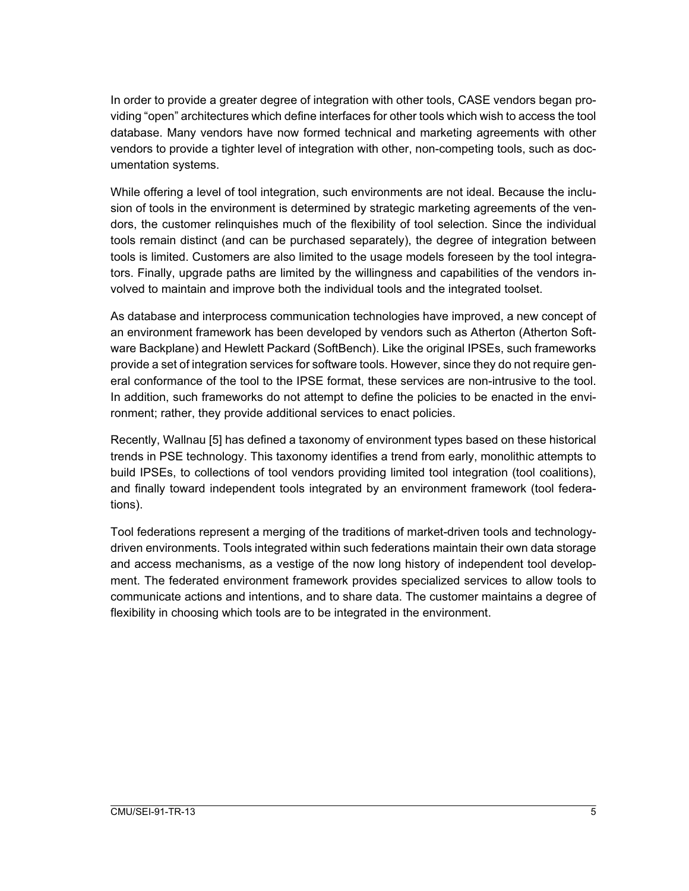In order to provide a greater degree of integration with other tools, CASE vendors began providing "open" architectures which define interfaces for other tools which wish to access the tool database. Many vendors have now formed technical and marketing agreements with other vendors to provide a tighter level of integration with other, non-competing tools, such as documentation systems.

While offering a level of tool integration, such environments are not ideal. Because the inclusion of tools in the environment is determined by strategic marketing agreements of the vendors, the customer relinquishes much of the flexibility of tool selection. Since the individual tools remain distinct (and can be purchased separately), the degree of integration between tools is limited. Customers are also limited to the usage models foreseen by the tool integrators. Finally, upgrade paths are limited by the willingness and capabilities of the vendors involved to maintain and improve both the individual tools and the integrated toolset.

As database and interprocess communication technologies have improved, a new concept of an environment framework has been developed by vendors such as Atherton (Atherton Software Backplane) and Hewlett Packard (SoftBench). Like the original IPSEs, such frameworks provide a set of integration services for software tools. However, since they do not require general conformance of the tool to the IPSE format, these services are non-intrusive to the tool. In addition, such frameworks do not attempt to define the policies to be enacted in the environment; rather, they provide additional services to enact policies.

Recently, Wallnau [5] has defined a taxonomy of environment types based on these historical trends in PSE technology. This taxonomy identifies a trend from early, monolithic attempts to build IPSEs, to collections of tool vendors providing limited tool integration (tool coalitions), and finally toward independent tools integrated by an environment framework (tool federations).

Tool federations represent a merging of the traditions of market-driven tools and technology-driven environments. Tools integrated within such federations maintain their own data storage and access mechanisms, as a vestige of the now long history of independent tool development. The federated environment framework provides specialized services to allow tools to communicate actions and intentions, and to share data. The customer maintains a degree of flexibility in choosing which tools are to be integrated in the environment.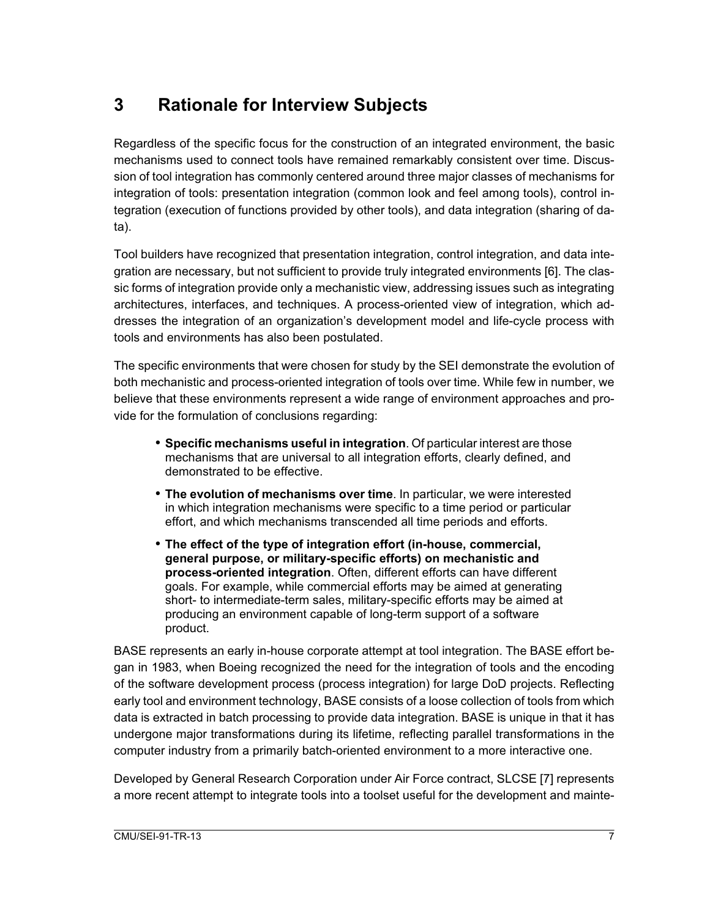# 3 Rationale for Interview Subjects

Regardless of the specific focus for the construction of an integrated environment, the basic mechanisms used to connect tools have remained remarkably consistent over time. Discussion of tool integration has commonly centered around three major classes of mechanisms for integration of tools: presentation integration (common look and feel among tools), control integration (execution of functions provided by other tools), and data integration (sharing of data).

Tool builders have recognized that presentation integration, control integration, and data integration are necessary, but not sufficient to provide truly integrated environments [6]. The classic forms of integration provide only a mechanistic view, addressing issues such as integrating architectures, interfaces, and techniques. A process-oriented view of integration, which addresses the integration of an organization's development model and life-cycle process with tools and environments has also been postulated.

The specific environments that were chosen for study by the SEI demonstrate the evolution of both mechanistic and process-oriented integration of tools over time. While few in number, we believe that these environments represent a wide range of environment approaches and provide for the formulation of conclusions regarding:

- **Specific mechanisms useful in integration**. Of particular interest are those mechanisms that are universal to all integration efforts, clearly defined, and demonstrated to be effective.
- **The evolution of mechanisms over time**. In particular, we were interested in which integration mechanisms were specific to a time period or particular effort, and which mechanisms transcended all time periods and efforts.
- **The effect of the type of integration effort (in-house, commercial, general purpose, or military-specific efforts) on mechanistic and process-oriented integration**. Often, different efforts can have different goals. For example, while commercial efforts may be aimed at generating short- to intermediate-term sales, military-specific efforts may be aimed at producing an environment capable of long-term support of a software product.

BASE represents an early in-house corporate attempt at tool integration. The BASE effort began in 1983, when Boeing recognized the need for the integration of tools and the encoding of the software development process (process integration) for large DoD projects. Reflecting early tool and environment technology, BASE consists of a loose collection of tools from which data is extracted in batch processing to provide data integration. BASE is unique in that it has undergone major transformations during its lifetime, reflecting parallel transformations in the computer industry from a primarily batch-oriented environment to a more interactive one.

Developed by General Research Corporation under Air Force contract, SLCSE [7] represents a more recent attempt to integrate tools into a toolset useful for the development and mainte-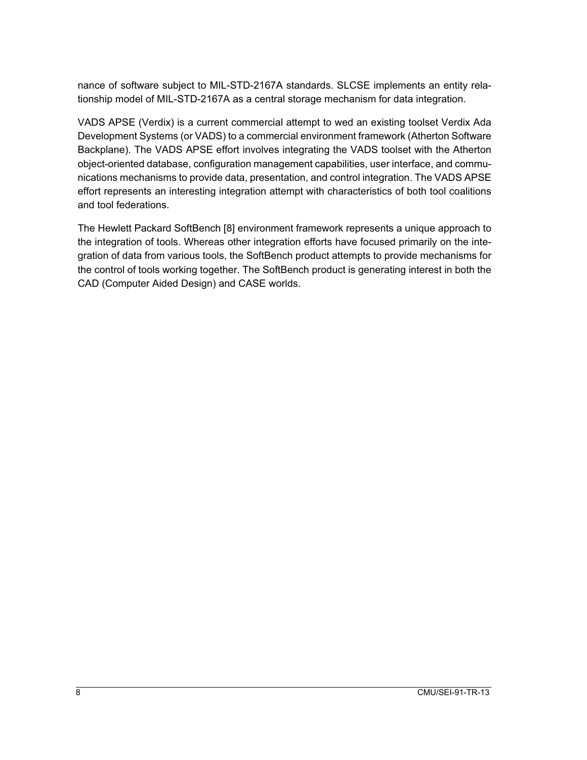nance of software subject to MIL-STD-2167A standards. SLCSE implements an entity relationship model of MIL-STD-2167A as a central storage mechanism for data integration.

VADS APSE (Verdix) is a current commercial attempt to wed an existing toolset Verdix Ada Development Systems (or VADS) to a commercial environment framework (Atherton Software Backplane). The VADS APSE effort involves integrating the VADS toolset with the Atherton object-oriented database, configuration management capabilities, user interface, and communications mechanisms to provide data, presentation, and control integration. The VADS APSE effort represents an interesting integration attempt with characteristics of both tool coalitions and tool federations.

The Hewlett Packard SoftBench [8] environment framework represents a unique approach to the integration of tools. Whereas other integration efforts have focused primarily on the integration of data from various tools, the SoftBench product attempts to provide mechanisms for the control of tools working together. The SoftBench product is generating interest in both the CAD (Computer Aided Design) and CASE worlds.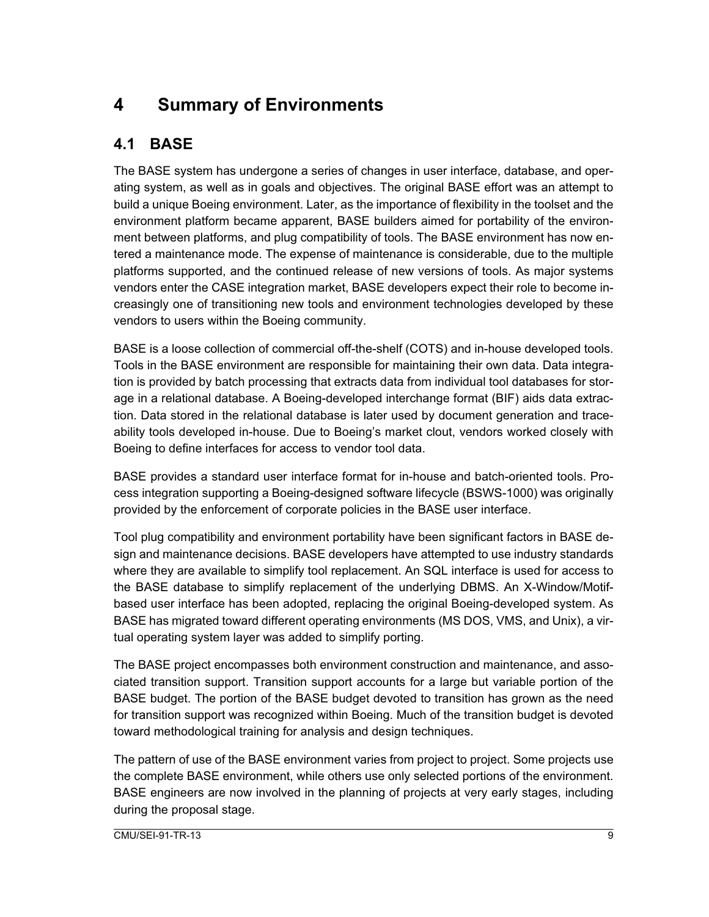# 4 Summary of Environments

## 4.1 BASE

The BASE system has undergone a series of changes in user interface, database, and operating system, as well as in goals and objectives. The original BASE effort was an attempt to build a unique Boeing environment. Later, as the importance of flexibility in the toolset and the environment platform became apparent, BASE builders aimed for portability of the environment between platforms, and plug compatibility of tools. The BASE environment has now entered a maintenance mode. The expense of maintenance is considerable, due to the multiple platforms supported, and the continued release of new versions of tools. As major systems vendors enter the CASE integration market, BASE developers expect their role to become increasingly one of transitioning new tools and environment technologies developed by these vendors to users within the Boeing community.

BASE is a loose collection of commercial off-the-shelf (COTS) and in-house developed tools. Tools in the BASE environment are responsible for maintaining their own data. Data integration is provided by batch processing that extracts data from individual tool databases for storage in a relational database. A Boeing-developed interchange format (BIF) aids data extraction. Data stored in the relational database is later used by document generation and traceability tools developed in-house. Due to Boeing's market clout, vendors worked closely with Boeing to define interfaces for access to vendor tool data.

BASE provides a standard user interface format for in-house and batch-oriented tools. Process integration supporting a Boeing-designed software lifecycle (BSWS-1000) was originally provided by the enforcement of corporate policies in the BASE user interface.

Tool plug compatibility and environment portability have been significant factors in BASE design and maintenance decisions. BASE developers have attempted to use industry standards where they are available to simplify tool replacement. An SQL interface is used for access to the BASE database to simplify replacement of the underlying DBMS. An X-Window/Motif-based user interface has been adopted, replacing the original Boeing-developed system. As BASE has migrated toward different operating environments (MS DOS, VMS, and Unix), a virtual operating system layer was added to simplify porting.

The BASE project encompasses both environment construction and maintenance, and associated transition support. Transition support accounts for a large but variable portion of the BASE budget. The portion of the BASE budget devoted to transition has grown as the need for transition support was recognized within Boeing. Much of the transition budget is devoted toward methodological training for analysis and design techniques.

The pattern of use of the BASE environment varies from project to project. Some projects use the complete BASE environment, while others use only selected portions of the environment. BASE engineers are now involved in the planning of projects at very early stages, including during the proposal stage.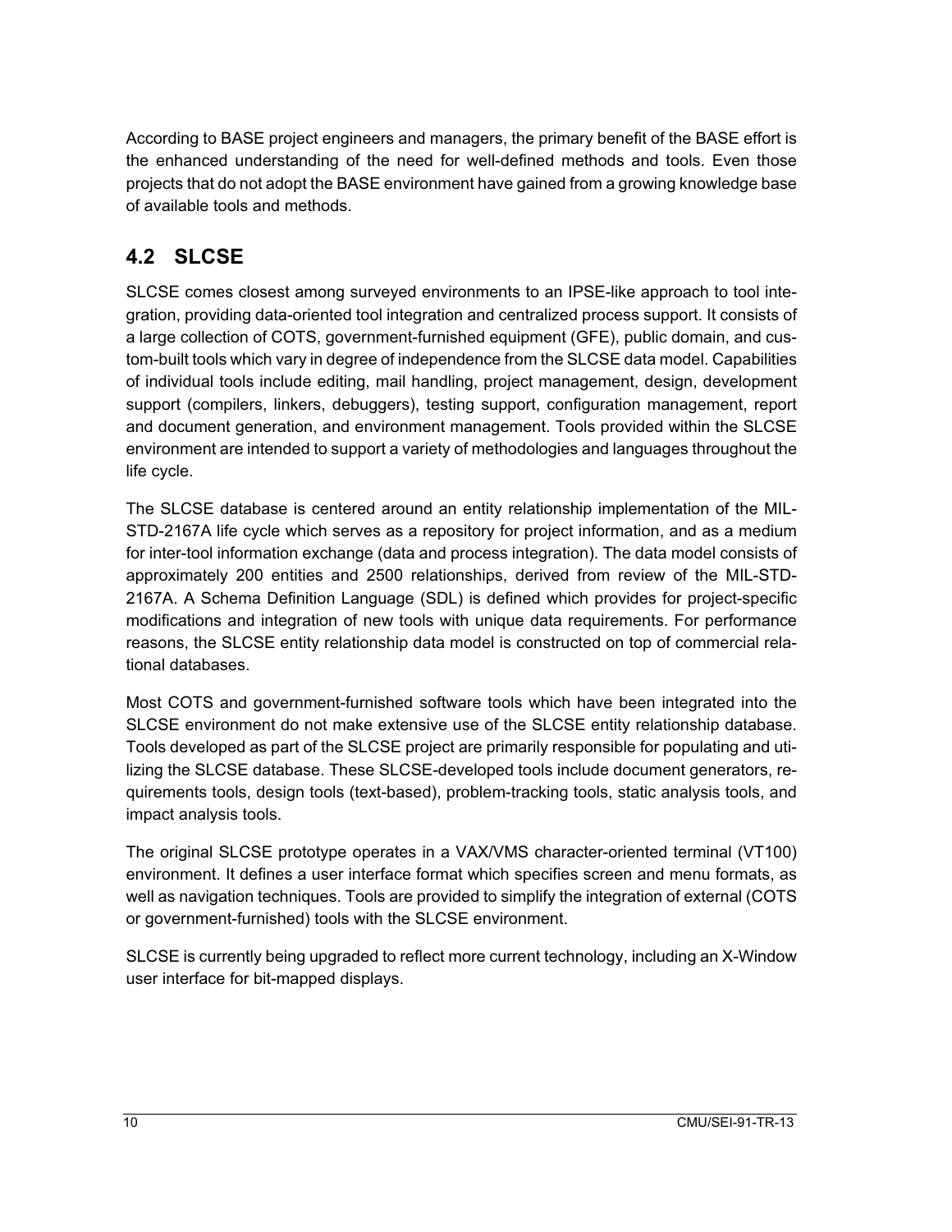According to BASE project engineers and managers, the primary benefit of the BASE effort is the enhanced understanding of the need for well-defined methods and tools. Even those projects that do not adopt the BASE environment have gained from a growing knowledge base of available tools and methods.

## 4.2 SLCSE

SLCSE comes closest among surveyed environments to an IPSE-like approach to tool integration, providing data-oriented tool integration and centralized process support. It consists of a large collection of COTS, government-furnished equipment (GFE), public domain, and custom-built tools which vary in degree of independence from the SLCSE data model. Capabilities of individual tools include editing, mail handling, project management, design, development support (compilers, linkers, debuggers), testing support, configuration management, report and document generation, and environment management. Tools provided within the SLCSE environment are intended to support a variety of methodologies and languages throughout the life cycle.

The SLCSE database is centered around an entity relationship implementation of the MIL-STD-2167A life cycle which serves as a repository for project information, and as a medium for inter-tool information exchange (data and process integration). The data model consists of approximately 200 entities and 2500 relationships, derived from review of the MIL-STD-2167A. A Schema Definition Language (SDL) is defined which provides for project-specific modifications and integration of new tools with unique data requirements. For performance reasons, the SLCSE entity relationship data model is constructed on top of commercial relational databases.

Most COTS and government-furnished software tools which have been integrated into the SLCSE environment do not make extensive use of the SLCSE entity relationship database. Tools developed as part of the SLCSE project are primarily responsible for populating and utilizing the SLCSE database. These SLCSE-developed tools include document generators, requirements tools, design tools (text-based), problem-tracking tools, static analysis tools, and impact analysis tools.

The original SLCSE prototype operates in a VAX/VMS character-oriented terminal (VT100) environment. It defines a user interface format which specifies screen and menu formats, as well as navigation techniques. Tools are provided to simplify the integration of external (COTS or government-furnished) tools with the SLCSE environment.

SLCSE is currently being upgraded to reflect more current technology, including an X-Window user interface for bit-mapped displays.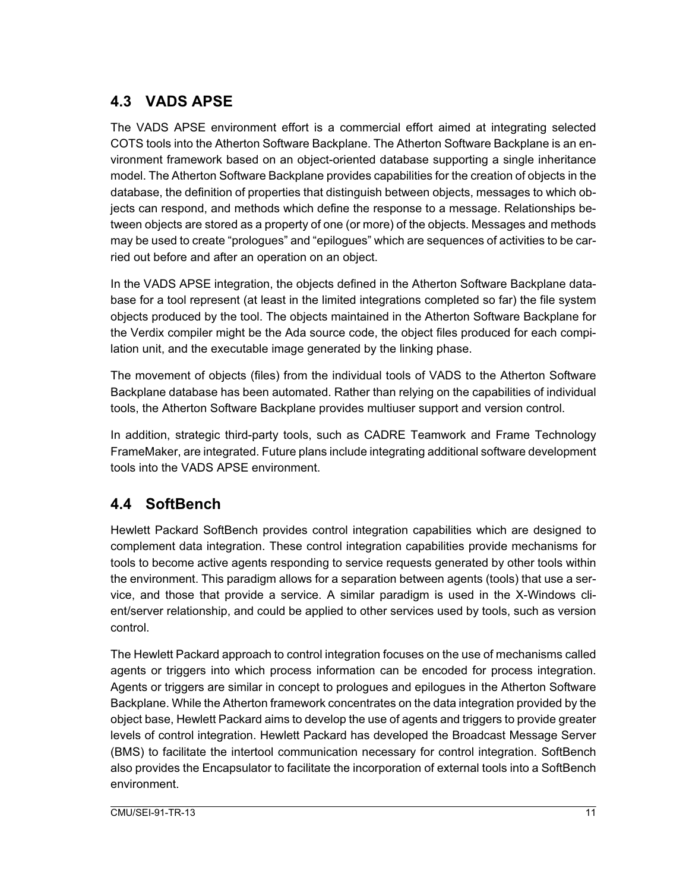## 4.3 VADS APSE

The VADS APSE environment effort is a commercial effort aimed at integrating selected COTS tools into the Atherton Software Backplane. The Atherton Software Backplane is an environment framework based on an object-oriented database supporting a single inheritance model. The Atherton Software Backplane provides capabilities for the creation of objects in the database, the definition of properties that distinguish between objects, messages to which objects can respond, and methods which define the response to a message. Relationships between objects are stored as a property of one (or more) of the objects. Messages and methods may be used to create "prologues" and "epilogues" which are sequences of activities to be carried out before and after an operation on an object.

In the VADS APSE integration, the objects defined in the Atherton Software Backplane database for a tool represent (at least in the limited integrations completed so far) the file system objects produced by the tool. The objects maintained in the Atherton Software Backplane for the Verdix compiler might be the Ada source code, the object files produced for each compilation unit, and the executable image generated by the linking phase.

The movement of objects (files) from the individual tools of VADS to the Atherton Software Backplane database has been automated. Rather than relying on the capabilities of individual tools, the Atherton Software Backplane provides multiuser support and version control.

In addition, strategic third-party tools, such as CADRE Teamwork and Frame Technology FrameMaker, are integrated. Future plans include integrating additional software development tools into the VADS APSE environment.

## 4.4 SoftBench

Hewlett Packard SoftBench provides control integration capabilities which are designed to complement data integration. These control integration capabilities provide mechanisms for tools to become active agents responding to service requests generated by other tools within the environment. This paradigm allows for a separation between agents (tools) that use a service, and those that provide a service. A similar paradigm is used in the X-Windows client/server relationship, and could be applied to other services used by tools, such as version control.

The Hewlett Packard approach to control integration focuses on the use of mechanisms called agents or triggers into which process information can be encoded for process integration. Agents or triggers are similar in concept to prologues and epilogues in the Atherton Software Backplane. While the Atherton framework concentrates on the data integration provided by the object base, Hewlett Packard aims to develop the use of agents and triggers to provide greater levels of control integration. Hewlett Packard has developed the Broadcast Message Server (BMS) to facilitate the intertool communication necessary for control integration. SoftBench also provides the Encapsulator to facilitate the incorporation of external tools into a SoftBench environment.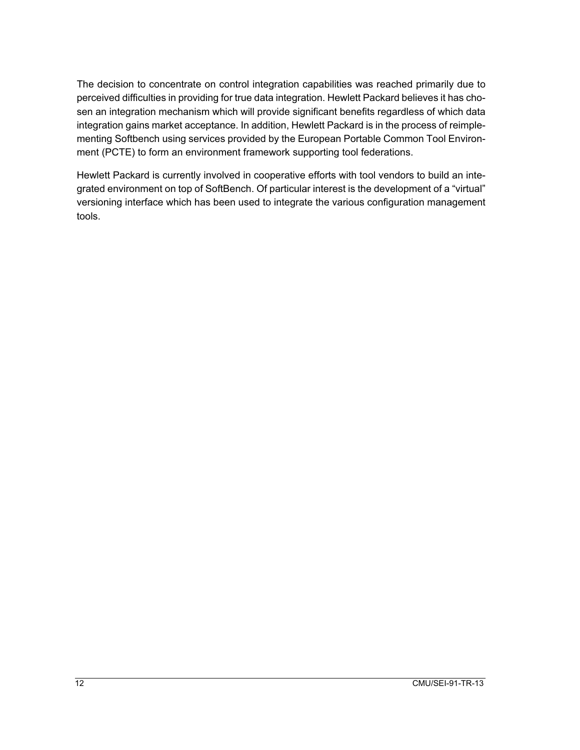The decision to concentrate on control integration capabilities was reached primarily due to perceived difficulties in providing for true data integration. Hewlett Packard believes it has chosen an integration mechanism which will provide significant benefits regardless of which data integration gains market acceptance. In addition, Hewlett Packard is in the process of reimplementing Softbench using services provided by the European Portable Common Tool Environment (PCTE) to form an environment framework supporting tool federations.

Hewlett Packard is currently involved in cooperative efforts with tool vendors to build an integrated environment on top of SoftBench. Of particular interest is the development of a "virtual" versioning interface which has been used to integrate the various configuration management tools.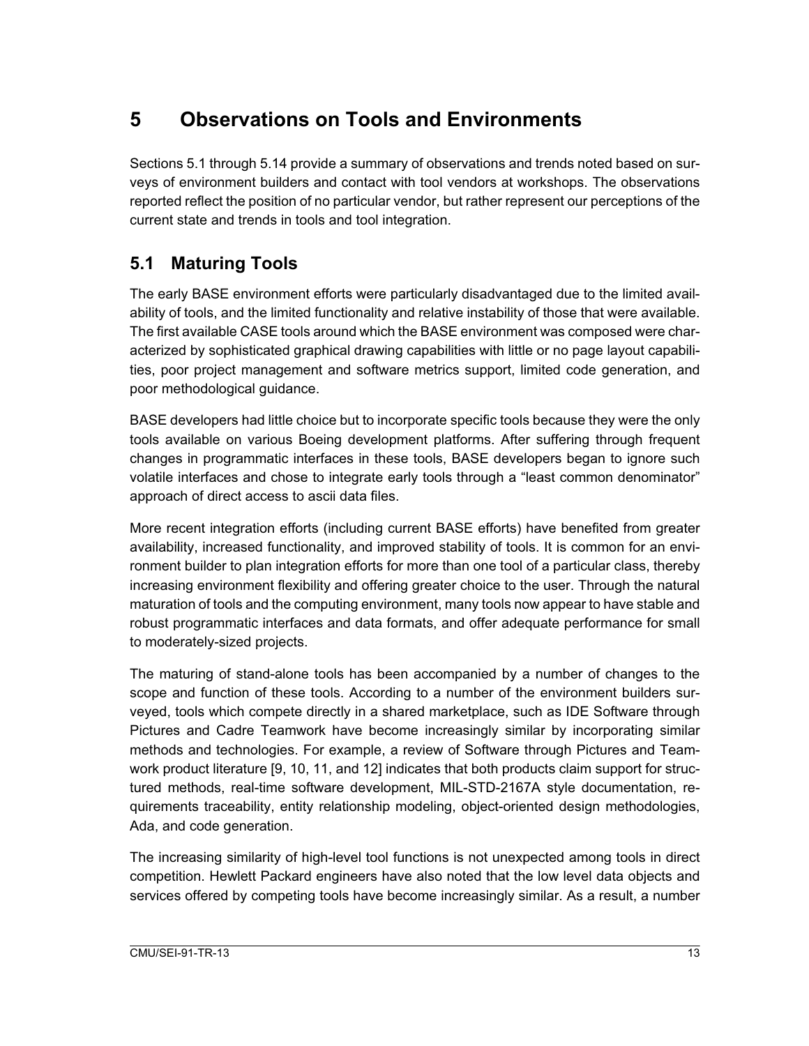# 5 Observations on Tools and Environments

Sections 5.1 through 5.14 provide a summary of observations and trends noted based on surveys of environment builders and contact with tool vendors at workshops. The observations reported reflect the position of no particular vendor, but rather represent our perceptions of the current state and trends in tools and tool integration.

## 5.1 Maturing Tools

The early BASE environment efforts were particularly disadvantaged due to the limited availability of tools, and the limited functionality and relative instability of those that were available. The first available CASE tools around which the BASE environment was composed were characterized by sophisticated graphical drawing capabilities with little or no page layout capabilities, poor project management and software metrics support, limited code generation, and poor methodological guidance.

BASE developers had little choice but to incorporate specific tools because they were the only tools available on various Boeing development platforms. After suffering through frequent changes in programmatic interfaces in these tools, BASE developers began to ignore such volatile interfaces and chose to integrate early tools through a "least common denominator" approach of direct access to ascii data files.

More recent integration efforts (including current BASE efforts) have benefited from greater availability, increased functionality, and improved stability of tools. It is common for an environment builder to plan integration efforts for more than one tool of a particular class, thereby increasing environment flexibility and offering greater choice to the user. Through the natural maturation of tools and the computing environment, many tools now appear to have stable and robust programmatic interfaces and data formats, and offer adequate performance for small to moderately-sized projects.

The maturing of stand-alone tools has been accompanied by a number of changes to the scope and function of these tools. According to a number of the environment builders surveyed, tools which compete directly in a shared marketplace, such as IDE Software through Pictures and Cadre Teamwork have become increasingly similar by incorporating similar methods and technologies. For example, a review of Software through Pictures and Teamwork product literature [9, 10, 11, and 12] indicates that both products claim support for structured methods, real-time software development, MIL-STD-2167A style documentation, requirements traceability, entity relationship modeling, object-oriented design methodologies, Ada, and code generation.

The increasing similarity of high-level tool functions is not unexpected among tools in direct competition. Hewlett Packard engineers have also noted that the low level data objects and services offered by competing tools have become increasingly similar. As a result, a number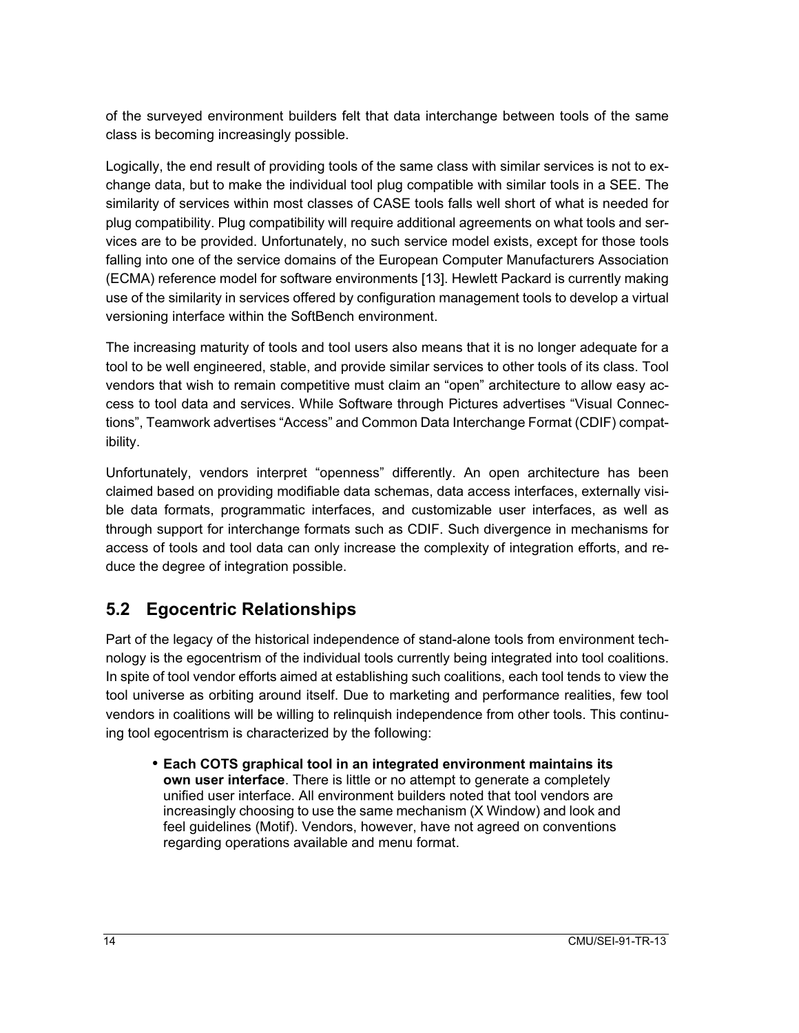of the surveyed environment builders felt that data interchange between tools of the same class is becoming increasingly possible.

Logically, the end result of providing tools of the same class with similar services is not to exchange data, but to make the individual tool plug compatible with similar tools in a SEE. The similarity of services within most classes of CASE tools falls well short of what is needed for plug compatibility. Plug compatibility will require additional agreements on what tools and services are to be provided. Unfortunately, no such service model exists, except for those tools falling into one of the service domains of the European Computer Manufacturers Association (ECMA) reference model for software environments [13]. Hewlett Packard is currently making use of the similarity in services offered by configuration management tools to develop a virtual versioning interface within the SoftBench environment.

The increasing maturity of tools and tool users also means that it is no longer adequate for a tool to be well engineered, stable, and provide similar services to other tools of its class. Tool vendors that wish to remain competitive must claim an "open" architecture to allow easy access to tool data and services. While Software through Pictures advertises "Visual Connections", Teamwork advertises "Access" and Common Data Interchange Format (CDIF) compatibility.

Unfortunately, vendors interpret "openness" differently. An open architecture has been claimed based on providing modifiable data schemas, data access interfaces, externally visible data formats, programmatic interfaces, and customizable user interfaces, as well as through support for interchange formats such as CDIF. Such divergence in mechanisms for access of tools and tool data can only increase the complexity of integration efforts, and reduce the degree of integration possible.

## 5.2 Egocentric Relationships

Part of the legacy of the historical independence of stand-alone tools from environment technology is the egocentrism of the individual tools currently being integrated into tool coalitions. In spite of tool vendor efforts aimed at establishing such coalitions, each tool tends to view the tool universe as orbiting around itself. Due to marketing and performance realities, few tool vendors in coalitions will be willing to relinquish independence from other tools. This continuing tool egocentrism is characterized by the following:

- **Each COTS graphical tool in an integrated environment maintains its own user interface**. There is little or no attempt to generate a completely unified user interface. All environment builders noted that tool vendors are increasingly choosing to use the same mechanism (X Window) and look and feel guidelines (Motif). Vendors, however, have not agreed on conventions regarding operations available and menu format.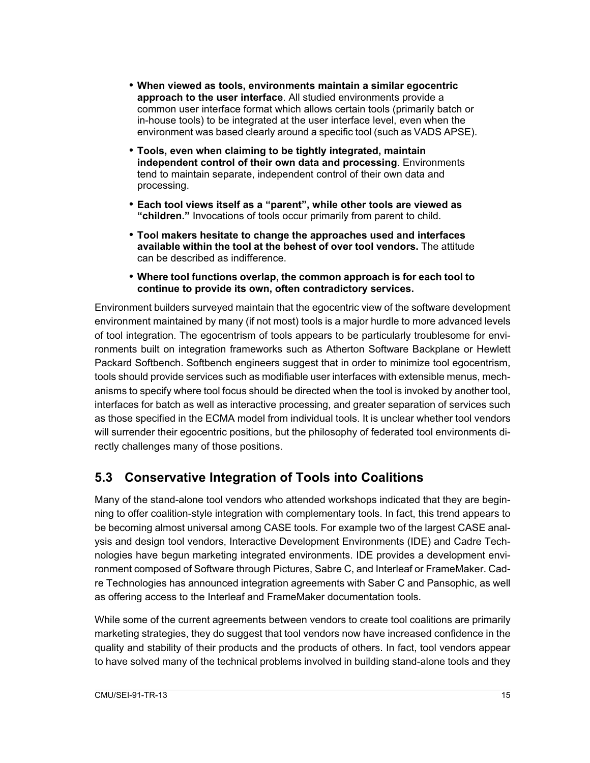- **When viewed as tools, environments maintain a similar egocentric approach to the user interface**. All studied environments provide a common user interface format which allows certain tools (primarily batch or in-house tools) to be integrated at the user interface level, even when the environment was based clearly around a specific tool (such as VADS APSE).
- **Tools, even when claiming to be tightly integrated, maintain independent control of their own data and processing**. Environments tend to maintain separate, independent control of their own data and processing.
- **Each tool views itself as a "parent", while other tools are viewed as "children."** Invocations of tools occur primarily from parent to child.
- **Tool makers hesitate to change the approaches used and interfaces available within the tool at the behest of over tool vendors.** The attitude can be described as indifference.
- **Where tool functions overlap, the common approach is for each tool to continue to provide its own, often contradictory services.**

Environment builders surveyed maintain that the egocentric view of the software development environment maintained by many (if not most) tools is a major hurdle to more advanced levels of tool integration. The egocentrism of tools appears to be particularly troublesome for environments built on integration frameworks such as Atherton Software Backplane or Hewlett Packard Softbench. Softbench engineers suggest that in order to minimize tool egocentrism, tools should provide services such as modifiable user interfaces with extensible menus, mechanisms to specify where tool focus should be directed when the tool is invoked by another tool, interfaces for batch as well as interactive processing, and greater separation of services such as those specified in the ECMA model from individual tools. It is unclear whether tool vendors will surrender their egocentric positions, but the philosophy of federated tool environments directly challenges many of those positions.

## 5.3 Conservative Integration of Tools into Coalitions

Many of the stand-alone tool vendors who attended workshops indicated that they are beginning to offer coalition-style integration with complementary tools. In fact, this trend appears to be becoming almost universal among CASE tools. For example two of the largest CASE analysis and design tool vendors, Interactive Development Environments (IDE) and Cadre Technologies have begun marketing integrated environments. IDE provides a development environment composed of Software through Pictures, Sabre C, and Interleaf or FrameMaker. Cadre Technologies has announced integration agreements with Saber C and Pansophic, as well as offering access to the Interleaf and FrameMaker documentation tools.

While some of the current agreements between vendors to create tool coalitions are primarily marketing strategies, they do suggest that tool vendors now have increased confidence in the quality and stability of their products and the products of others. In fact, tool vendors appear to have solved many of the technical problems involved in building stand-alone tools and they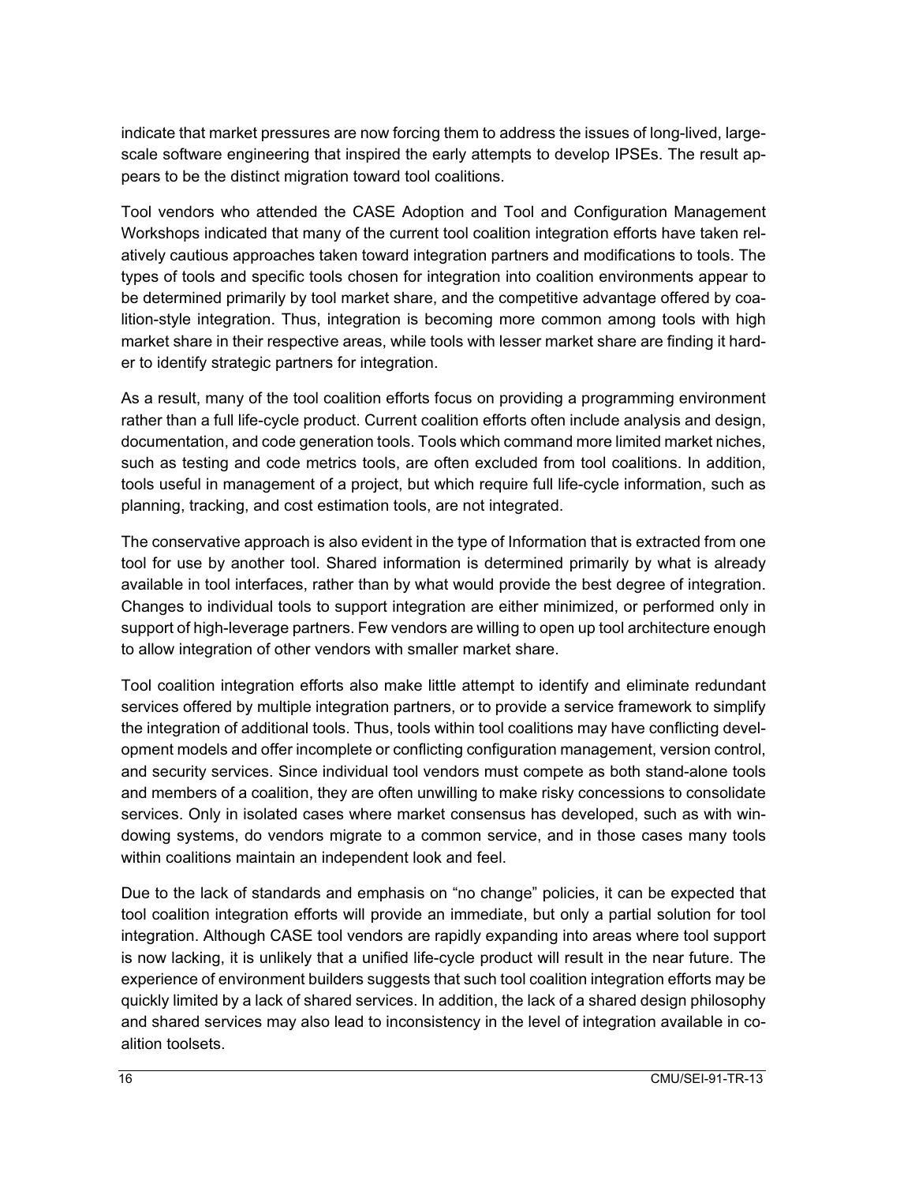indicate that market pressures are now forcing them to address the issues of long-lived, large-scale software engineering that inspired the early attempts to develop IPSEs. The result appears to be the distinct migration toward tool coalitions.

Tool vendors who attended the CASE Adoption and Tool and Configuration Management Workshops indicated that many of the current tool coalition integration efforts have taken relatively cautious approaches taken toward integration partners and modifications to tools. The types of tools and specific tools chosen for integration into coalition environments appear to be determined primarily by tool market share, and the competitive advantage offered by coalition-style integration. Thus, integration is becoming more common among tools with high market share in their respective areas, while tools with lesser market share are finding it harder to identify strategic partners for integration.

As a result, many of the tool coalition efforts focus on providing a programming environment rather than a full life-cycle product. Current coalition efforts often include analysis and design, documentation, and code generation tools. Tools which command more limited market niches, such as testing and code metrics tools, are often excluded from tool coalitions. In addition, tools useful in management of a project, but which require full life-cycle information, such as planning, tracking, and cost estimation tools, are not integrated.

The conservative approach is also evident in the type of Information that is extracted from one tool for use by another tool. Shared information is determined primarily by what is already available in tool interfaces, rather than by what would provide the best degree of integration. Changes to individual tools to support integration are either minimized, or performed only in support of high-leverage partners. Few vendors are willing to open up tool architecture enough to allow integration of other vendors with smaller market share.

Tool coalition integration efforts also make little attempt to identify and eliminate redundant services offered by multiple integration partners, or to provide a service framework to simplify the integration of additional tools. Thus, tools within tool coalitions may have conflicting development models and offer incomplete or conflicting configuration management, version control, and security services. Since individual tool vendors must compete as both stand-alone tools and members of a coalition, they are often unwilling to make risky concessions to consolidate services. Only in isolated cases where market consensus has developed, such as with windowing systems, do vendors migrate to a common service, and in those cases many tools within coalitions maintain an independent look and feel.

Due to the lack of standards and emphasis on "no change" policies, it can be expected that tool coalition integration efforts will provide an immediate, but only a partial solution for tool integration. Although CASE tool vendors are rapidly expanding into areas where tool support is now lacking, it is unlikely that a unified life-cycle product will result in the near future. The experience of environment builders suggests that such tool coalition integration efforts may be quickly limited by a lack of shared services. In addition, the lack of a shared design philosophy and shared services may also lead to inconsistency in the level of integration available in coalition toolsets.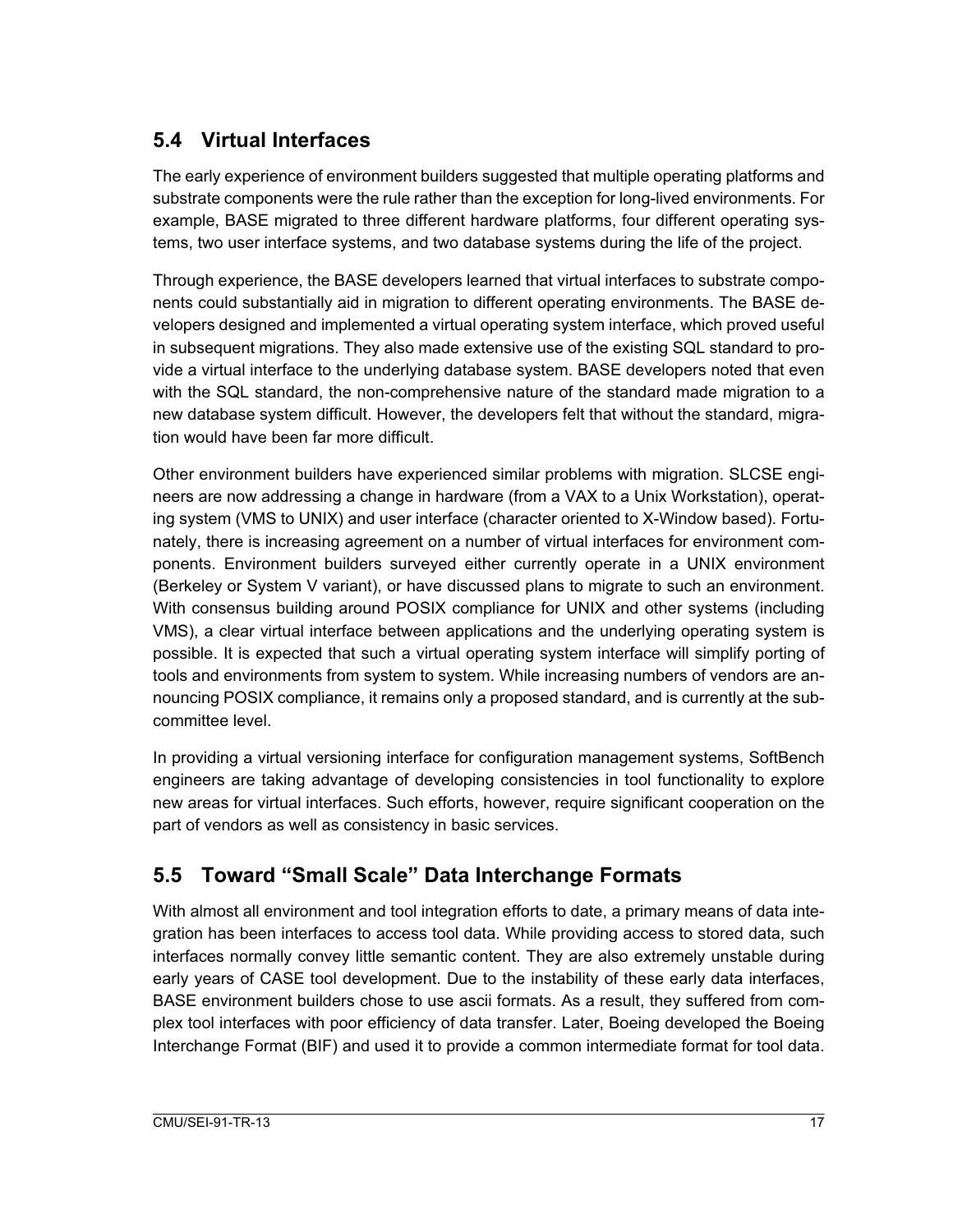## 5.4 Virtual Interfaces

The early experience of environment builders suggested that multiple operating platforms and substrate components were the rule rather than the exception for long-lived environments. For example, BASE migrated to three different hardware platforms, four different operating systems, two user interface systems, and two database systems during the life of the project.

Through experience, the BASE developers learned that virtual interfaces to substrate components could substantially aid in migration to different operating environments. The BASE developers designed and implemented a virtual operating system interface, which proved useful in subsequent migrations. They also made extensive use of the existing SQL standard to provide a virtual interface to the underlying database system. BASE developers noted that even with the SQL standard, the non-comprehensive nature of the standard made migration to a new database system difficult. However, the developers felt that without the standard, migration would have been far more difficult.

Other environment builders have experienced similar problems with migration. SLCSE engineers are now addressing a change in hardware (from a VAX to a Unix Workstation), operating system (VMS to UNIX) and user interface (character oriented to X-Window based). Fortunately, there is increasing agreement on a number of virtual interfaces for environment components. Environment builders surveyed either currently operate in a UNIX environment (Berkeley or System V variant), or have discussed plans to migrate to such an environment. With consensus building around POSIX compliance for UNIX and other systems (including VMS), a clear virtual interface between applications and the underlying operating system is possible. It is expected that such a virtual operating system interface will simplify porting of tools and environments from system to system. While increasing numbers of vendors are announcing POSIX compliance, it remains only a proposed standard, and is currently at the subcommittee level.

In providing a virtual versioning interface for configuration management systems, SoftBench engineers are taking advantage of developing consistencies in tool functionality to explore new areas for virtual interfaces. Such efforts, however, require significant cooperation on the part of vendors as well as consistency in basic services.

## 5.5 Toward "Small Scale" Data Interchange Formats

With almost all environment and tool integration efforts to date, a primary means of data integration has been interfaces to access tool data. While providing access to stored data, such interfaces normally convey little semantic content. They are also extremely unstable during early years of CASE tool development. Due to the instability of these early data interfaces, BASE environment builders chose to use ascii formats. As a result, they suffered from complex tool interfaces with poor efficiency of data transfer. Later, Boeing developed the Boeing Interchange Format (BIF) and used it to provide a common intermediate format for tool data.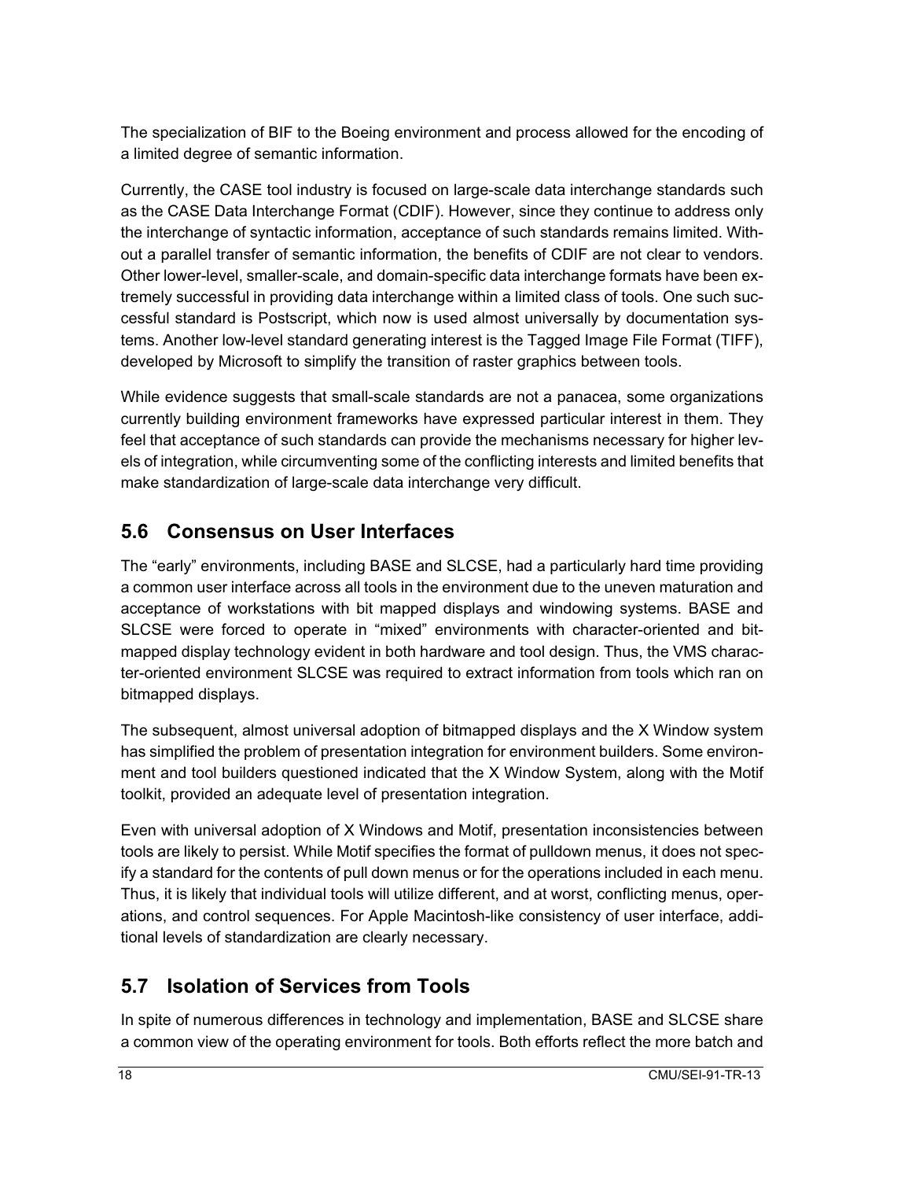The specialization of BIF to the Boeing environment and process allowed for the encoding of a limited degree of semantic information.

Currently, the CASE tool industry is focused on large-scale data interchange standards such as the CASE Data Interchange Format (CDIF). However, since they continue to address only the interchange of syntactic information, acceptance of such standards remains limited. Without a parallel transfer of semantic information, the benefits of CDIF are not clear to vendors. Other lower-level, smaller-scale, and domain-specific data interchange formats have been extremely successful in providing data interchange within a limited class of tools. One such successful standard is Postscript, which now is used almost universally by documentation systems. Another low-level standard generating interest is the Tagged Image File Format (TIFF), developed by Microsoft to simplify the transition of raster graphics between tools.

While evidence suggests that small-scale standards are not a panacea, some organizations currently building environment frameworks have expressed particular interest in them. They feel that acceptance of such standards can provide the mechanisms necessary for higher levels of integration, while circumventing some of the conflicting interests and limited benefits that make standardization of large-scale data interchange very difficult.

## 5.6 Consensus on User Interfaces

The "early" environments, including BASE and SLCSE, had a particularly hard time providing a common user interface across all tools in the environment due to the uneven maturation and acceptance of workstations with bit mapped displays and windowing systems. BASE and SLCSE were forced to operate in "mixed" environments with character-oriented and bit-mapped display technology evident in both hardware and tool design. Thus, the VMS character-oriented environment SLCSE was required to extract information from tools which ran on bitmapped displays.

The subsequent, almost universal adoption of bitmapped displays and the X Window system has simplified the problem of presentation integration for environment builders. Some environment and tool builders questioned indicated that the X Window System, along with the Motif toolkit, provided an adequate level of presentation integration.

Even with universal adoption of X Windows and Motif, presentation inconsistencies between tools are likely to persist. While Motif specifies the format of pulldown menus, it does not specify a standard for the contents of pull down menus or for the operations included in each menu. Thus, it is likely that individual tools will utilize different, and at worst, conflicting menus, operations, and control sequences. For Apple Macintosh-like consistency of user interface, additional levels of standardization are clearly necessary.

## 5.7 Isolation of Services from Tools

In spite of numerous differences in technology and implementation, BASE and SLCSE share a common view of the operating environment for tools. Both efforts reflect the more batch and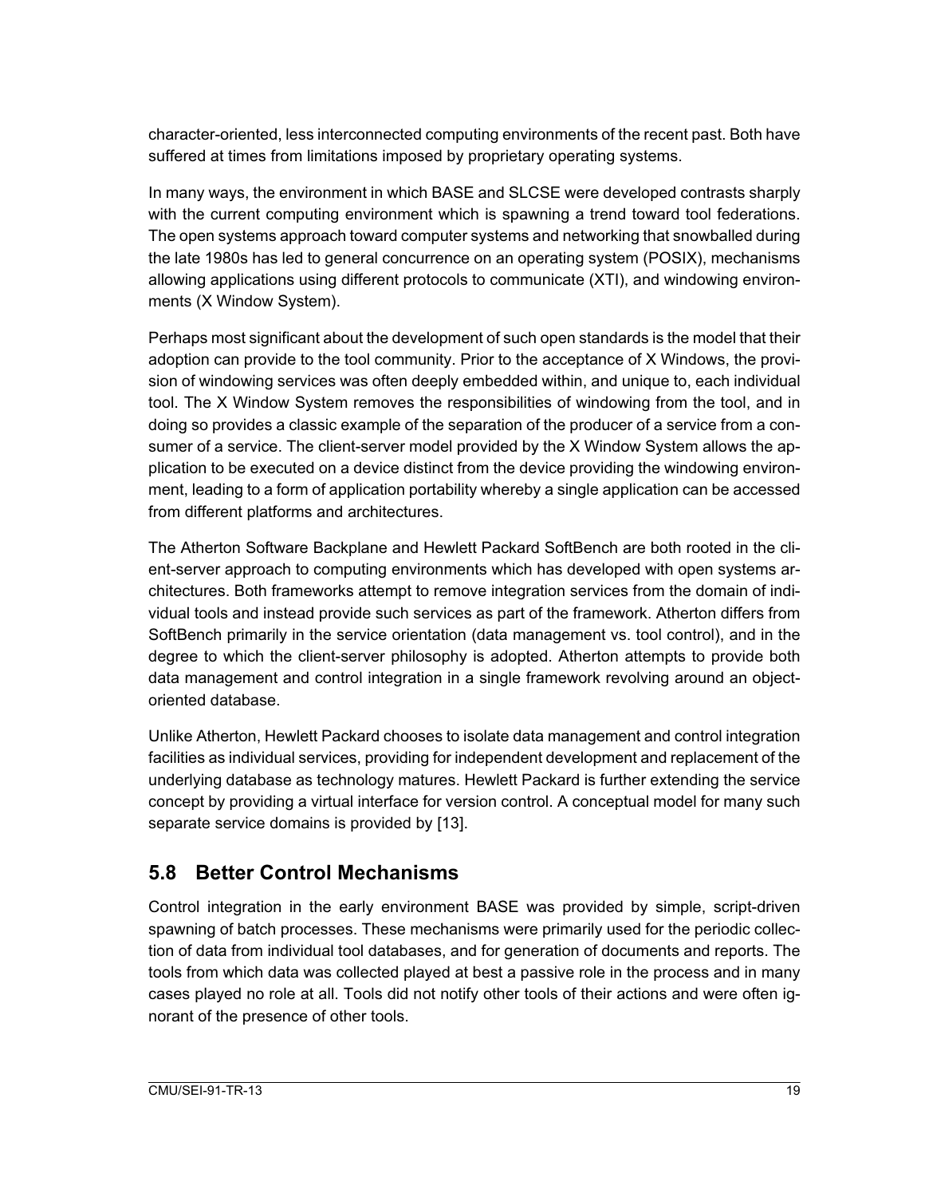character-oriented, less interconnected computing environments of the recent past. Both have suffered at times from limitations imposed by proprietary operating systems.

In many ways, the environment in which BASE and SLCSE were developed contrasts sharply with the current computing environment which is spawning a trend toward tool federations. The open systems approach toward computer systems and networking that snowballed during the late 1980s has led to general concurrence on an operating system (POSIX), mechanisms allowing applications using different protocols to communicate (XTI), and windowing environments (X Window System).

Perhaps most significant about the development of such open standards is the model that their adoption can provide to the tool community. Prior to the acceptance of X Windows, the provision of windowing services was often deeply embedded within, and unique to, each individual tool. The X Window System removes the responsibilities of windowing from the tool, and in doing so provides a classic example of the separation of the producer of a service from a consumer of a service. The client-server model provided by the X Window System allows the application to be executed on a device distinct from the device providing the windowing environment, leading to a form of application portability whereby a single application can be accessed from different platforms and architectures.

The Atherton Software Backplane and Hewlett Packard SoftBench are both rooted in the client-server approach to computing environments which has developed with open systems architectures. Both frameworks attempt to remove integration services from the domain of individual tools and instead provide such services as part of the framework. Atherton differs from SoftBench primarily in the service orientation (data management vs. tool control), and in the degree to which the client-server philosophy is adopted. Atherton attempts to provide both data management and control integration in a single framework revolving around an object-oriented database.

Unlike Atherton, Hewlett Packard chooses to isolate data management and control integration facilities as individual services, providing for independent development and replacement of the underlying database as technology matures. Hewlett Packard is further extending the service concept by providing a virtual interface for version control. A conceptual model for many such separate service domains is provided by [13].

## 5.8 Better Control Mechanisms

Control integration in the early environment BASE was provided by simple, script-driven spawning of batch processes. These mechanisms were primarily used for the periodic collection of data from individual tool databases, and for generation of documents and reports. The tools from which data was collected played at best a passive role in the process and in many cases played no role at all. Tools did not notify other tools of their actions and were often ignorant of the presence of other tools.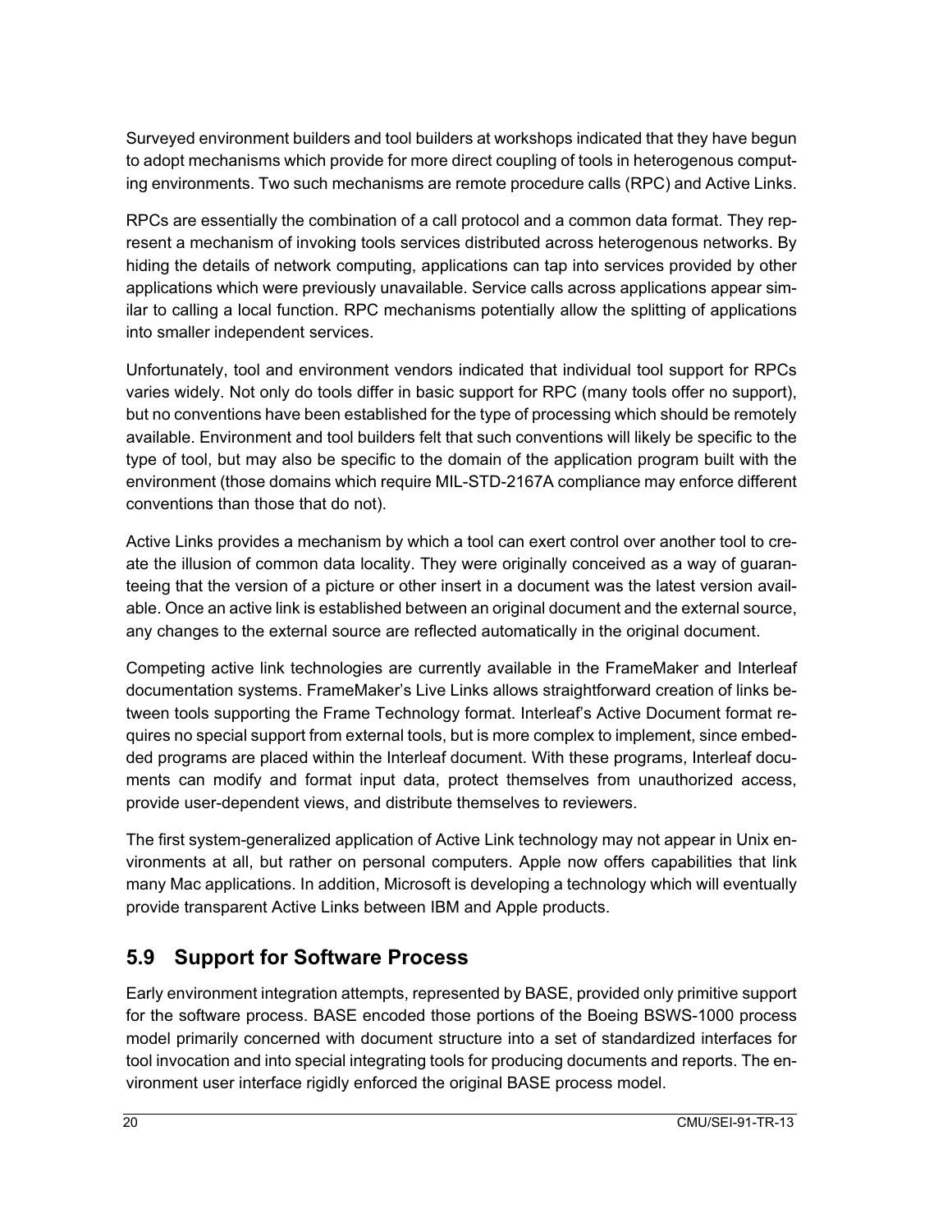Surveyed environment builders and tool builders at workshops indicated that they have begun to adopt mechanisms which provide for more direct coupling of tools in heterogenous computing environments. Two such mechanisms are remote procedure calls (RPC) and Active Links.

RPCs are essentially the combination of a call protocol and a common data format. They represent a mechanism of invoking tools services distributed across heterogenous networks. By hiding the details of network computing, applications can tap into services provided by other applications which were previously unavailable. Service calls across applications appear similar to calling a local function. RPC mechanisms potentially allow the splitting of applications into smaller independent services.

Unfortunately, tool and environment vendors indicated that individual tool support for RPCs varies widely. Not only do tools differ in basic support for RPC (many tools offer no support), but no conventions have been established for the type of processing which should be remotely available. Environment and tool builders felt that such conventions will likely be specific to the type of tool, but may also be specific to the domain of the application program built with the environment (those domains which require MIL-STD-2167A compliance may enforce different conventions than those that do not).

Active Links provides a mechanism by which a tool can exert control over another tool to create the illusion of common data locality. They were originally conceived as a way of guaranteeing that the version of a picture or other insert in a document was the latest version available. Once an active link is established between an original document and the external source, any changes to the external source are reflected automatically in the original document.

Competing active link technologies are currently available in the FrameMaker and Interleaf documentation systems. FrameMaker's Live Links allows straightforward creation of links between tools supporting the Frame Technology format. Interleaf's Active Document format requires no special support from external tools, but is more complex to implement, since embedded programs are placed within the Interleaf document. With these programs, Interleaf documents can modify and format input data, protect themselves from unauthorized access, provide user-dependent views, and distribute themselves to reviewers.

The first system-generalized application of Active Link technology may not appear in Unix environments at all, but rather on personal computers. Apple now offers capabilities that link many Mac applications. In addition, Microsoft is developing a technology which will eventually provide transparent Active Links between IBM and Apple products.

## 5.9 Support for Software Process

Early environment integration attempts, represented by BASE, provided only primitive support for the software process. BASE encoded those portions of the Boeing BSWS-1000 process model primarily concerned with document structure into a set of standardized interfaces for tool invocation and into special integrating tools for producing documents and reports. The environment user interface rigidly enforced the original BASE process model.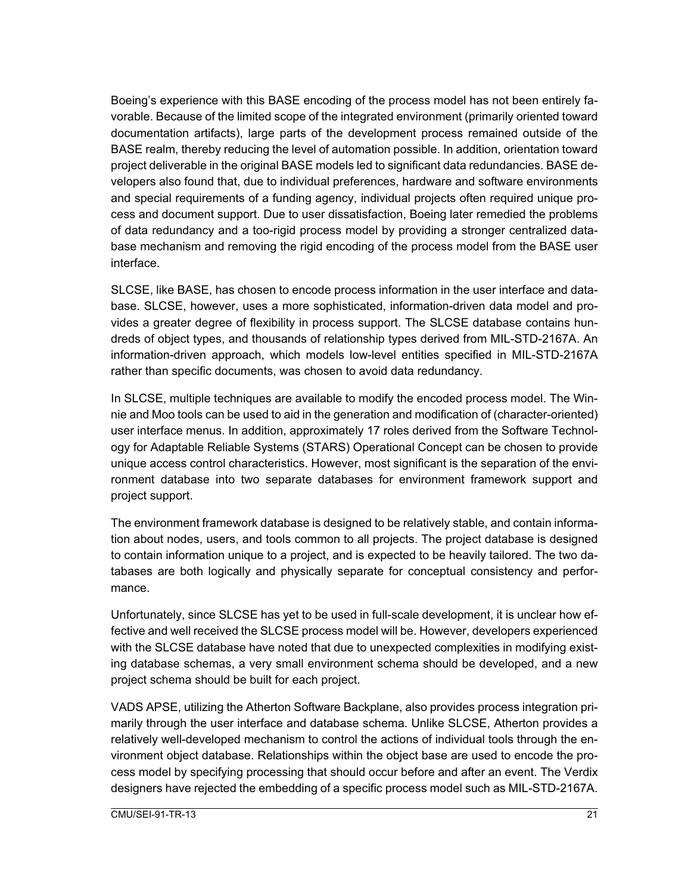Boeing's experience with this BASE encoding of the process model has not been entirely favorable. Because of the limited scope of the integrated environment (primarily oriented toward documentation artifacts), large parts of the development process remained outside of the BASE realm, thereby reducing the level of automation possible. In addition, orientation toward project deliverable in the original BASE models led to significant data redundancies. BASE developers also found that, due to individual preferences, hardware and software environments and special requirements of a funding agency, individual projects often required unique process and document support. Due to user dissatisfaction, Boeing later remedied the problems of data redundancy and a too-rigid process model by providing a stronger centralized database mechanism and removing the rigid encoding of the process model from the BASE user interface.

SLCSE, like BASE, has chosen to encode process information in the user interface and database. SLCSE, however, uses a more sophisticated, information-driven data model and provides a greater degree of flexibility in process support. The SLCSE database contains hundreds of object types, and thousands of relationship types derived from MIL-STD-2167A. An information-driven approach, which models low-level entities specified in MIL-STD-2167A rather than specific documents, was chosen to avoid data redundancy.

In SLCSE, multiple techniques are available to modify the encoded process model. The Winnie and Moo tools can be used to aid in the generation and modification of (character-oriented) user interface menus. In addition, approximately 17 roles derived from the Software Technology for Adaptable Reliable Systems (STARS) Operational Concept can be chosen to provide unique access control characteristics. However, most significant is the separation of the environment database into two separate databases for environment framework support and project support.

The environment framework database is designed to be relatively stable, and contain information about nodes, users, and tools common to all projects. The project database is designed to contain information unique to a project, and is expected to be heavily tailored. The two databases are both logically and physically separate for conceptual consistency and performance.

Unfortunately, since SLCSE has yet to be used in full-scale development, it is unclear how effective and well received the SLCSE process model will be. However, developers experienced with the SLCSE database have noted that due to unexpected complexities in modifying existing database schemas, a very small environment schema should be developed, and a new project schema should be built for each project.

VADS APSE, utilizing the Atherton Software Backplane, also provides process integration primarily through the user interface and database schema. Unlike SLCSE, Atherton provides a relatively well-developed mechanism to control the actions of individual tools through the environment object database. Relationships within the object base are used to encode the process model by specifying processing that should occur before and after an event. The Verdix designers have rejected the embedding of a specific process model such as MIL-STD-2167A.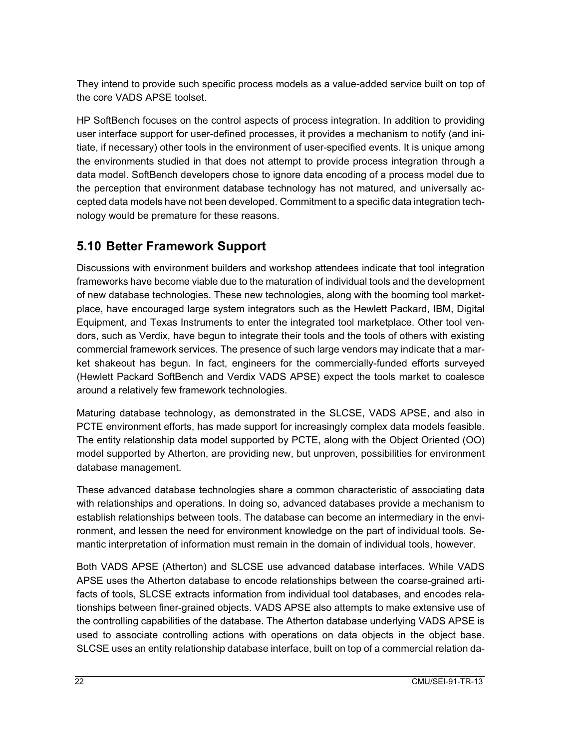They intend to provide such specific process models as a value-added service built on top of the core VADS APSE toolset.

HP SoftBench focuses on the control aspects of process integration. In addition to providing user interface support for user-defined processes, it provides a mechanism to notify (and initiate, if necessary) other tools in the environment of user-specified events. It is unique among the environments studied in that does not attempt to provide process integration through a data model. SoftBench developers chose to ignore data encoding of a process model due to the perception that environment database technology has not matured, and universally accepted data models have not been developed. Commitment to a specific data integration technology would be premature for these reasons.

## 5.10 Better Framework Support

Discussions with environment builders and workshop attendees indicate that tool integration frameworks have become viable due to the maturation of individual tools and the development of new database technologies. These new technologies, along with the booming tool marketplace, have encouraged large system integrators such as the Hewlett Packard, IBM, Digital Equipment, and Texas Instruments to enter the integrated tool marketplace. Other tool vendors, such as Verdix, have begun to integrate their tools and the tools of others with existing commercial framework services. The presence of such large vendors may indicate that a market shakeout has begun. In fact, engineers for the commercially-funded efforts surveyed (Hewlett Packard SoftBench and Verdix VADS APSE) expect the tools market to coalesce around a relatively few framework technologies.

Maturing database technology, as demonstrated in the SLCSE, VADS APSE, and also in PCTE environment efforts, has made support for increasingly complex data models feasible. The entity relationship data model supported by PCTE, along with the Object Oriented (OO) model supported by Atherton, are providing new, but unproven, possibilities for environment database management.

These advanced database technologies share a common characteristic of associating data with relationships and operations. In doing so, advanced databases provide a mechanism to establish relationships between tools. The database can become an intermediary in the environment, and lessen the need for environment knowledge on the part of individual tools. Semantic interpretation of information must remain in the domain of individual tools, however.

Both VADS APSE (Atherton) and SLCSE use advanced database interfaces. While VADS APSE uses the Atherton database to encode relationships between the coarse-grained artifacts of tools, SLCSE extracts information from individual tool databases, and encodes relationships between finer-grained objects. VADS APSE also attempts to make extensive use of the controlling capabilities of the database. The Atherton database underlying VADS APSE is used to associate controlling actions with operations on data objects in the object base. SLCSE uses an entity relationship database interface, built on top of a commercial relation da-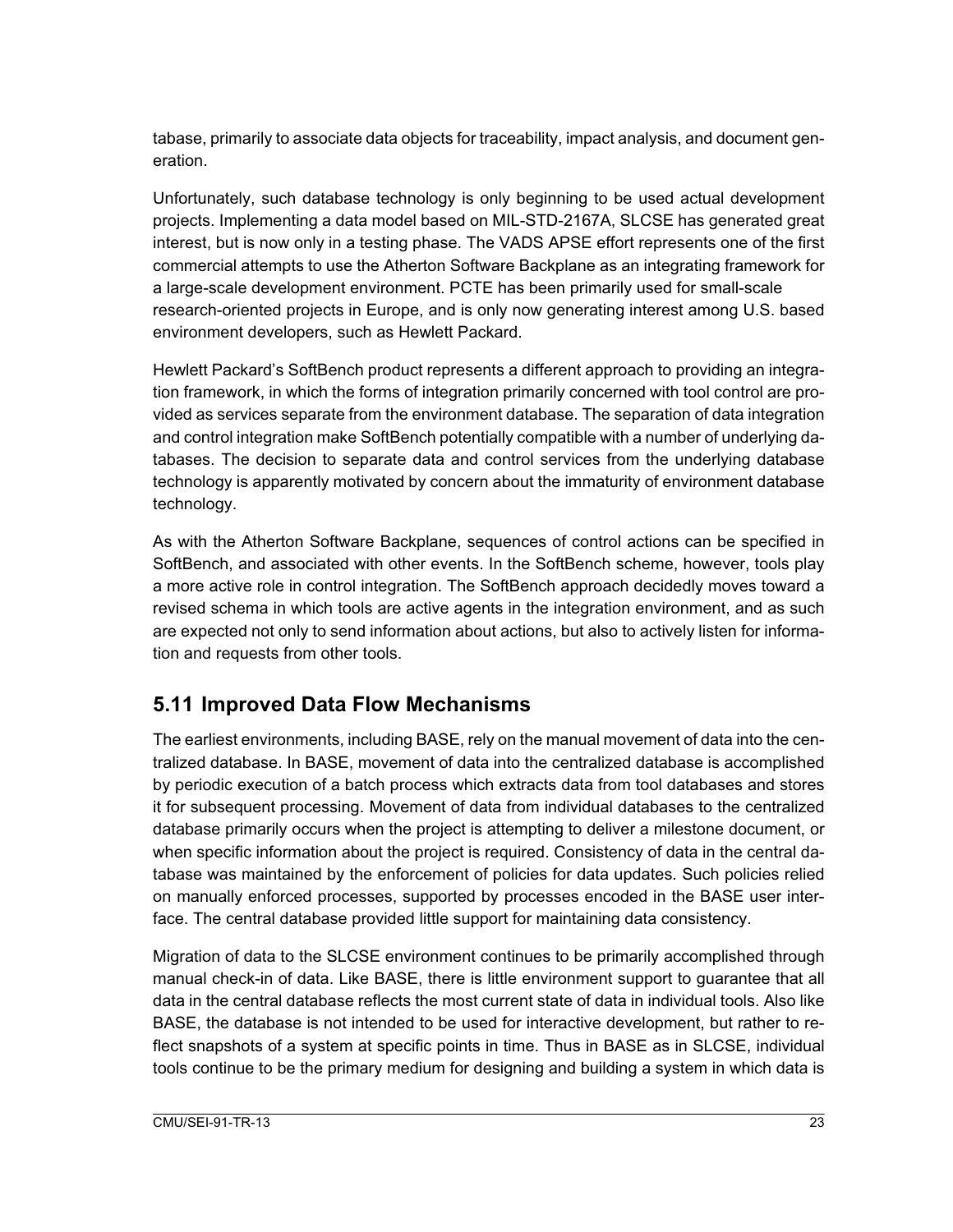tabase, primarily to associate data objects for traceability, impact analysis, and document generation.

Unfortunately, such database technology is only beginning to be used actual development projects. Implementing a data model based on MIL-STD-2167A, SLCSE has generated great interest, but is now only in a testing phase. The VADS APSE effort represents one of the first commercial attempts to use the Atherton Software Backplane as an integrating framework for a large-scale development environment. PCTE has been primarily used for small-scale research-oriented projects in Europe, and is only now generating interest among U.S. based environment developers, such as Hewlett Packard.

Hewlett Packard's SoftBench product represents a different approach to providing an integration framework, in which the forms of integration primarily concerned with tool control are provided as services separate from the environment database. The separation of data integration and control integration make SoftBench potentially compatible with a number of underlying databases. The decision to separate data and control services from the underlying database technology is apparently motivated by concern about the immaturity of environment database technology.

As with the Atherton Software Backplane, sequences of control actions can be specified in SoftBench, and associated with other events. In the SoftBench scheme, however, tools play a more active role in control integration. The SoftBench approach decidedly moves toward a revised schema in which tools are active agents in the integration environment, and as such are expected not only to send information about actions, but also to actively listen for information and requests from other tools.

## 5.11 Improved Data Flow Mechanisms

The earliest environments, including BASE, rely on the manual movement of data into the centralized database. In BASE, movement of data into the centralized database is accomplished by periodic execution of a batch process which extracts data from tool databases and stores it for subsequent processing. Movement of data from individual databases to the centralized database primarily occurs when the project is attempting to deliver a milestone document, or when specific information about the project is required. Consistency of data in the central database was maintained by the enforcement of policies for data updates. Such policies relied on manually enforced processes, supported by processes encoded in the BASE user interface. The central database provided little support for maintaining data consistency.

Migration of data to the SLCSE environment continues to be primarily accomplished through manual check-in of data. Like BASE, there is little environment support to guarantee that all data in the central database reflects the most current state of data in individual tools. Also like BASE, the database is not intended to be used for interactive development, but rather to reflect snapshots of a system at specific points in time. Thus in BASE as in SLCSE, individual tools continue to be the primary medium for designing and building a system in which data is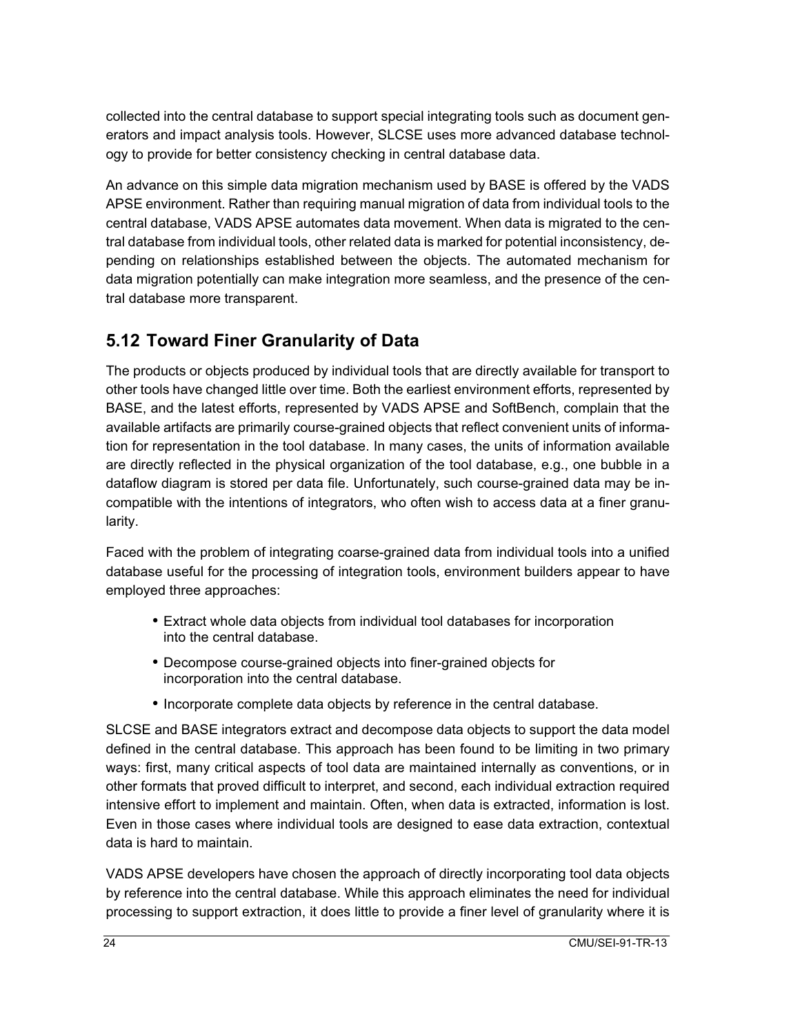collected into the central database to support special integrating tools such as document generators and impact analysis tools. However, SLCSE uses more advanced database technology to provide for better consistency checking in central database data.

An advance on this simple data migration mechanism used by BASE is offered by the VADS APSE environment. Rather than requiring manual migration of data from individual tools to the central database, VADS APSE automates data movement. When data is migrated to the central database from individual tools, other related data is marked for potential inconsistency, depending on relationships established between the objects. The automated mechanism for data migration potentially can make integration more seamless, and the presence of the central database more transparent.

## 5.12 Toward Finer Granularity of Data

The products or objects produced by individual tools that are directly available for transport to other tools have changed little over time. Both the earliest environment efforts, represented by BASE, and the latest efforts, represented by VADS APSE and SoftBench, complain that the available artifacts are primarily course-grained objects that reflect convenient units of information for representation in the tool database. In many cases, the units of information available are directly reflected in the physical organization of the tool database, e.g., one bubble in a dataflow diagram is stored per data file. Unfortunately, such course-grained data may be incompatible with the intentions of integrators, who often wish to access data at a finer granularity.

Faced with the problem of integrating coarse-grained data from individual tools into a unified database useful for the processing of integration tools, environment builders appear to have employed three approaches:

- Extract whole data objects from individual tool databases for incorporation into the central database.
- Decompose course-grained objects into finer-grained objects for incorporation into the central database.
- Incorporate complete data objects by reference in the central database.

SLCSE and BASE integrators extract and decompose data objects to support the data model defined in the central database. This approach has been found to be limiting in two primary ways: first, many critical aspects of tool data are maintained internally as conventions, or in other formats that proved difficult to interpret, and second, each individual extraction required intensive effort to implement and maintain. Often, when data is extracted, information is lost. Even in those cases where individual tools are designed to ease data extraction, contextual data is hard to maintain.

VADS APSE developers have chosen the approach of directly incorporating tool data objects by reference into the central database. While this approach eliminates the need for individual processing to support extraction, it does little to provide a finer level of granularity where it is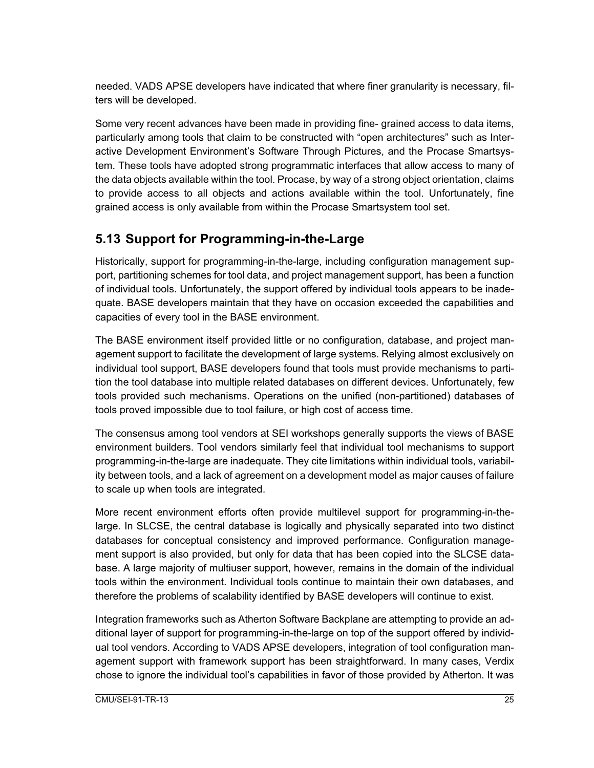needed. VADS APSE developers have indicated that where finer granularity is necessary, filters will be developed.

Some very recent advances have been made in providing fine- grained access to data items, particularly among tools that claim to be constructed with “open architectures” such as Interactive Development Environment’s Software Through Pictures, and the Procase Smartsystem. These tools have adopted strong programmatic interfaces that allow access to many of the data objects available within the tool. Procase, by way of a strong object orientation, claims to provide access to all objects and actions available within the tool. Unfortunately, fine grained access is only available from within the Procase Smartsystem tool set.

## 5.13 Support for Programming-in-the-Large

Historically, support for programming-in-the-large, including configuration management support, partitioning schemes for tool data, and project management support, has been a function of individual tools. Unfortunately, the support offered by individual tools appears to be inadequate. BASE developers maintain that they have on occasion exceeded the capabilities and capacities of every tool in the BASE environment.

The BASE environment itself provided little or no configuration, database, and project management support to facilitate the development of large systems. Relying almost exclusively on individual tool support, BASE developers found that tools must provide mechanisms to partition the tool database into multiple related databases on different devices. Unfortunately, few tools provided such mechanisms. Operations on the unified (non-partitioned) databases of tools proved impossible due to tool failure, or high cost of access time.

The consensus among tool vendors at SEI workshops generally supports the views of BASE environment builders. Tool vendors similarly feel that individual tool mechanisms to support programming-in-the-large are inadequate. They cite limitations within individual tools, variability between tools, and a lack of agreement on a development model as major causes of failure to scale up when tools are integrated.

More recent environment efforts often provide multilevel support for programming-in-the-large. In SLCSE, the central database is logically and physically separated into two distinct databases for conceptual consistency and improved performance. Configuration management support is also provided, but only for data that has been copied into the SLCSE database. A large majority of multiuser support, however, remains in the domain of the individual tools within the environment. Individual tools continue to maintain their own databases, and therefore the problems of scalability identified by BASE developers will continue to exist.

Integration frameworks such as Atherton Software Backplane are attempting to provide an additional layer of support for programming-in-the-large on top of the support offered by individual tool vendors. According to VADS APSE developers, integration of tool configuration management support with framework support has been straightforward. In many cases, Verdix chose to ignore the individual tool’s capabilities in favor of those provided by Atherton. It was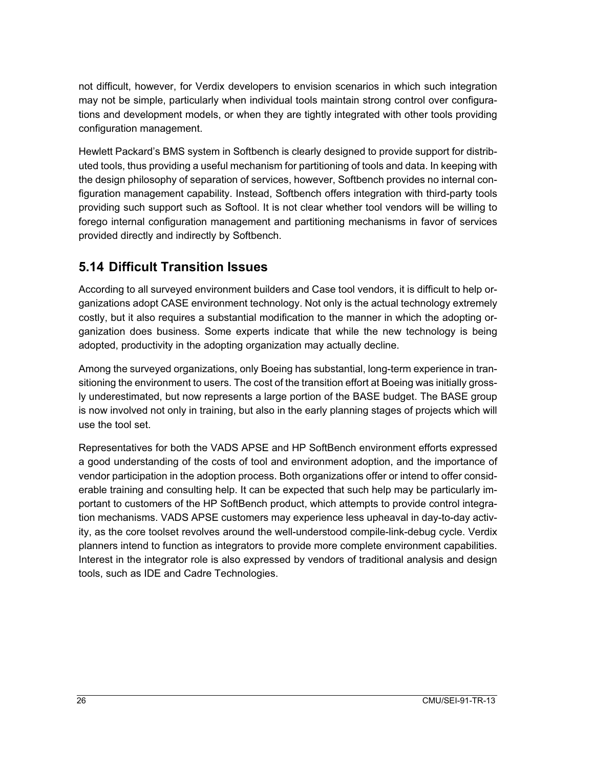not difficult, however, for Verdix developers to envision scenarios in which such integration may not be simple, particularly when individual tools maintain strong control over configurations and development models, or when they are tightly integrated with other tools providing configuration management.

Hewlett Packard's BMS system in Softbench is clearly designed to provide support for distributed tools, thus providing a useful mechanism for partitioning of tools and data. In keeping with the design philosophy of separation of services, however, Softbench provides no internal configuration management capability. Instead, Softbench offers integration with third-party tools providing such support such as Softool. It is not clear whether tool vendors will be willing to forego internal configuration management and partitioning mechanisms in favor of services provided directly and indirectly by Softbench.

## 5.14 Difficult Transition Issues

According to all surveyed environment builders and Case tool vendors, it is difficult to help organizations adopt CASE environment technology. Not only is the actual technology extremely costly, but it also requires a substantial modification to the manner in which the adopting organization does business. Some experts indicate that while the new technology is being adopted, productivity in the adopting organization may actually decline.

Among the surveyed organizations, only Boeing has substantial, long-term experience in transitioning the environment to users. The cost of the transition effort at Boeing was initially grossly underestimated, but now represents a large portion of the BASE budget. The BASE group is now involved not only in training, but also in the early planning stages of projects which will use the tool set.

Representatives for both the VADS APSE and HP SoftBench environment efforts expressed a good understanding of the costs of tool and environment adoption, and the importance of vendor participation in the adoption process. Both organizations offer or intend to offer considerable training and consulting help. It can be expected that such help may be particularly important to customers of the HP SoftBench product, which attempts to provide control integration mechanisms. VADS APSE customers may experience less upheaval in day-to-day activity, as the core toolset revolves around the well-understood compile-link-debug cycle. Verdix planners intend to function as integrators to provide more complete environment capabilities. Interest in the integrator role is also expressed by vendors of traditional analysis and design tools, such as IDE and Cadre Technologies.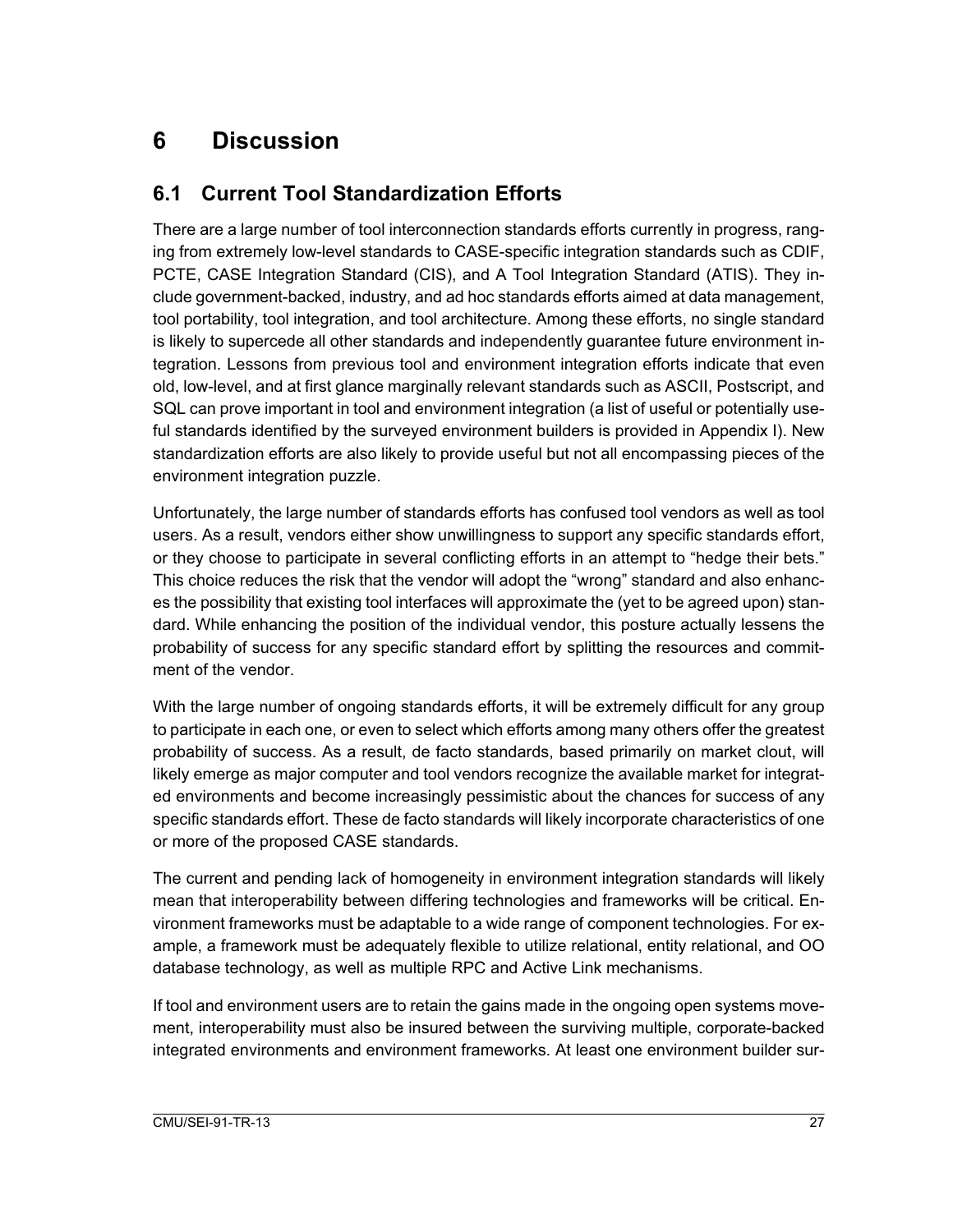# 6 Discussion

## 6.1 Current Tool Standardization Efforts

There are a large number of tool interconnection standards efforts currently in progress, ranging from extremely low-level standards to CASE-specific integration standards such as CDIF, PCTE, CASE Integration Standard (CIS), and A Tool Integration Standard (ATIS). They include government-backed, industry, and ad hoc standards efforts aimed at data management, tool portability, tool integration, and tool architecture. Among these efforts, no single standard is likely to supercede all other standards and independently guarantee future environment integration. Lessons from previous tool and environment integration efforts indicate that even old, low-level, and at first glance marginally relevant standards such as ASCII, Postscript, and SQL can prove important in tool and environment integration (a list of useful or potentially useful standards identified by the surveyed environment builders is provided in Appendix I). New standardization efforts are also likely to provide useful but not all encompassing pieces of the environment integration puzzle.

Unfortunately, the large number of standards efforts has confused tool vendors as well as tool users. As a result, vendors either show unwillingness to support any specific standards effort, or they choose to participate in several conflicting efforts in an attempt to "hedge their bets." This choice reduces the risk that the vendor will adopt the "wrong" standard and also enhances the possibility that existing tool interfaces will approximate the (yet to be agreed upon) standard. While enhancing the position of the individual vendor, this posture actually lessens the probability of success for any specific standard effort by splitting the resources and commitment of the vendor.

With the large number of ongoing standards efforts, it will be extremely difficult for any group to participate in each one, or even to select which efforts among many others offer the greatest probability of success. As a result, de facto standards, based primarily on market clout, will likely emerge as major computer and tool vendors recognize the available market for integrated environments and become increasingly pessimistic about the chances for success of any specific standards effort. These de facto standards will likely incorporate characteristics of one or more of the proposed CASE standards.

The current and pending lack of homogeneity in environment integration standards will likely mean that interoperability between differing technologies and frameworks will be critical. Environment frameworks must be adaptable to a wide range of component technologies. For example, a framework must be adequately flexible to utilize relational, entity relational, and OO database technology, as well as multiple RPC and Active Link mechanisms.

If tool and environment users are to retain the gains made in the ongoing open systems movement, interoperability must also be insured between the surviving multiple, corporate-backed integrated environments and environment frameworks. At least one environment builder sur-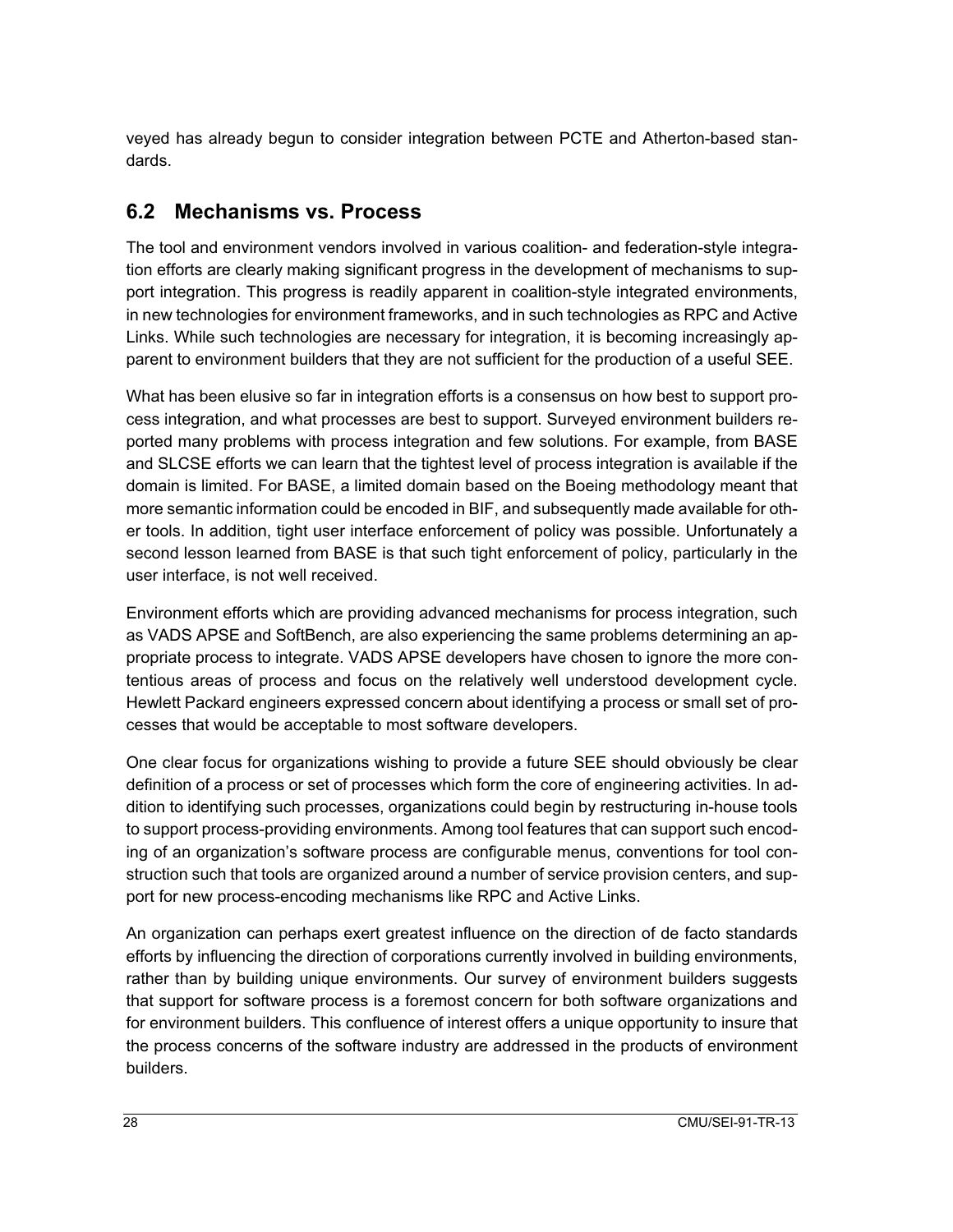veyed has already begun to consider integration between PCTE and Atherton-based standards.

## 6.2 Mechanisms vs. Process

The tool and environment vendors involved in various coalition- and federation-style integration efforts are clearly making significant progress in the development of mechanisms to support integration. This progress is readily apparent in coalition-style integrated environments, in new technologies for environment frameworks, and in such technologies as RPC and Active Links. While such technologies are necessary for integration, it is becoming increasingly apparent to environment builders that they are not sufficient for the production of a useful SEE.

What has been elusive so far in integration efforts is a consensus on how best to support process integration, and what processes are best to support. Surveyed environment builders reported many problems with process integration and few solutions. For example, from BASE and SLCSE efforts we can learn that the tightest level of process integration is available if the domain is limited. For BASE, a limited domain based on the Boeing methodology meant that more semantic information could be encoded in BIF, and subsequently made available for other tools. In addition, tight user interface enforcement of policy was possible. Unfortunately a second lesson learned from BASE is that such tight enforcement of policy, particularly in the user interface, is not well received.

Environment efforts which are providing advanced mechanisms for process integration, such as VADS APSE and SoftBench, are also experiencing the same problems determining an appropriate process to integrate. VADS APSE developers have chosen to ignore the more contentious areas of process and focus on the relatively well understood development cycle. Hewlett Packard engineers expressed concern about identifying a process or small set of processes that would be acceptable to most software developers.

One clear focus for organizations wishing to provide a future SEE should obviously be clear definition of a process or set of processes which form the core of engineering activities. In addition to identifying such processes, organizations could begin by restructuring in-house tools to support process-providing environments. Among tool features that can support such encoding of an organization's software process are configurable menus, conventions for tool construction such that tools are organized around a number of service provision centers, and support for new process-encoding mechanisms like RPC and Active Links.

An organization can perhaps exert greatest influence on the direction of de facto standards efforts by influencing the direction of corporations currently involved in building environments, rather than by building unique environments. Our survey of environment builders suggests that support for software process is a foremost concern for both software organizations and for environment builders. This confluence of interest offers a unique opportunity to insure that the process concerns of the software industry are addressed in the products of environment builders.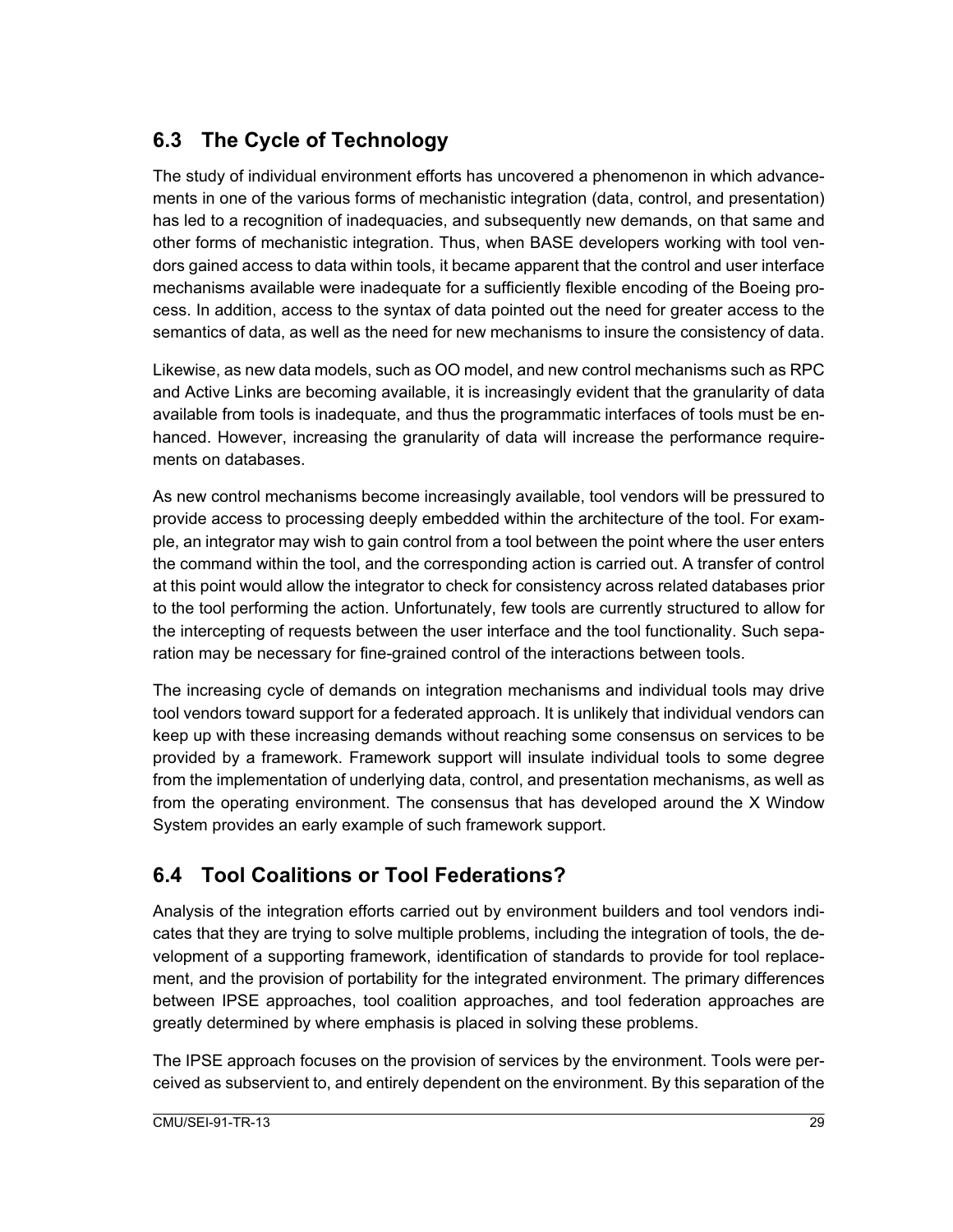## 6.3 The Cycle of Technology

The study of individual environment efforts has uncovered a phenomenon in which advancements in one of the various forms of mechanistic integration (data, control, and presentation) has led to a recognition of inadequacies, and subsequently new demands, on that same and other forms of mechanistic integration. Thus, when BASE developers working with tool vendors gained access to data within tools, it became apparent that the control and user interface mechanisms available were inadequate for a sufficiently flexible encoding of the Boeing process. In addition, access to the syntax of data pointed out the need for greater access to the semantics of data, as well as the need for new mechanisms to insure the consistency of data.

Likewise, as new data models, such as OO model, and new control mechanisms such as RPC and Active Links are becoming available, it is increasingly evident that the granularity of data available from tools is inadequate, and thus the programmatic interfaces of tools must be enhanced. However, increasing the granularity of data will increase the performance requirements on databases.

As new control mechanisms become increasingly available, tool vendors will be pressured to provide access to processing deeply embedded within the architecture of the tool. For example, an integrator may wish to gain control from a tool between the point where the user enters the command within the tool, and the corresponding action is carried out. A transfer of control at this point would allow the integrator to check for consistency across related databases prior to the tool performing the action. Unfortunately, few tools are currently structured to allow for the intercepting of requests between the user interface and the tool functionality. Such separation may be necessary for fine-grained control of the interactions between tools.

The increasing cycle of demands on integration mechanisms and individual tools may drive tool vendors toward support for a federated approach. It is unlikely that individual vendors can keep up with these increasing demands without reaching some consensus on services to be provided by a framework. Framework support will insulate individual tools to some degree from the implementation of underlying data, control, and presentation mechanisms, as well as from the operating environment. The consensus that has developed around the X Window System provides an early example of such framework support.

## 6.4 Tool Coalitions or Tool Federations?

Analysis of the integration efforts carried out by environment builders and tool vendors indicates that they are trying to solve multiple problems, including the integration of tools, the development of a supporting framework, identification of standards to provide for tool replacement, and the provision of portability for the integrated environment. The primary differences between IPSE approaches, tool coalition approaches, and tool federation approaches are greatly determined by where emphasis is placed in solving these problems.

The IPSE approach focuses on the provision of services by the environment. Tools were perceived as subservient to, and entirely dependent on the environment. By this separation of the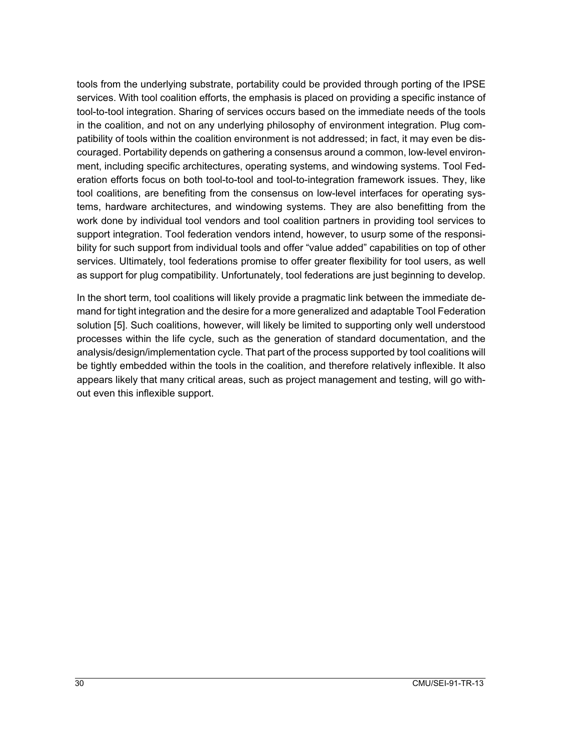tools from the underlying substrate, portability could be provided through porting of the IPSE services. With tool coalition efforts, the emphasis is placed on providing a specific instance of tool-to-tool integration. Sharing of services occurs based on the immediate needs of the tools in the coalition, and not on any underlying philosophy of environment integration. Plug compatibility of tools within the coalition environment is not addressed; in fact, it may even be discouraged. Portability depends on gathering a consensus around a common, low-level environment, including specific architectures, operating systems, and windowing systems. Tool Federation efforts focus on both tool-to-tool and tool-to-integration framework issues. They, like tool coalitions, are benefiting from the consensus on low-level interfaces for operating systems, hardware architectures, and windowing systems. They are also benefitting from the work done by individual tool vendors and tool coalition partners in providing tool services to support integration. Tool federation vendors intend, however, to usurp some of the responsibility for such support from individual tools and offer "value added" capabilities on top of other services. Ultimately, tool federations promise to offer greater flexibility for tool users, as well as support for plug compatibility. Unfortunately, tool federations are just beginning to develop.

In the short term, tool coalitions will likely provide a pragmatic link between the immediate demand for tight integration and the desire for a more generalized and adaptable Tool Federation solution [5]. Such coalitions, however, will likely be limited to supporting only well understood processes within the life cycle, such as the generation of standard documentation, and the analysis/design/implementation cycle. That part of the process supported by tool coalitions will be tightly embedded within the tools in the coalition, and therefore relatively inflexible. It also appears likely that many critical areas, such as project management and testing, will go without even this inflexible support.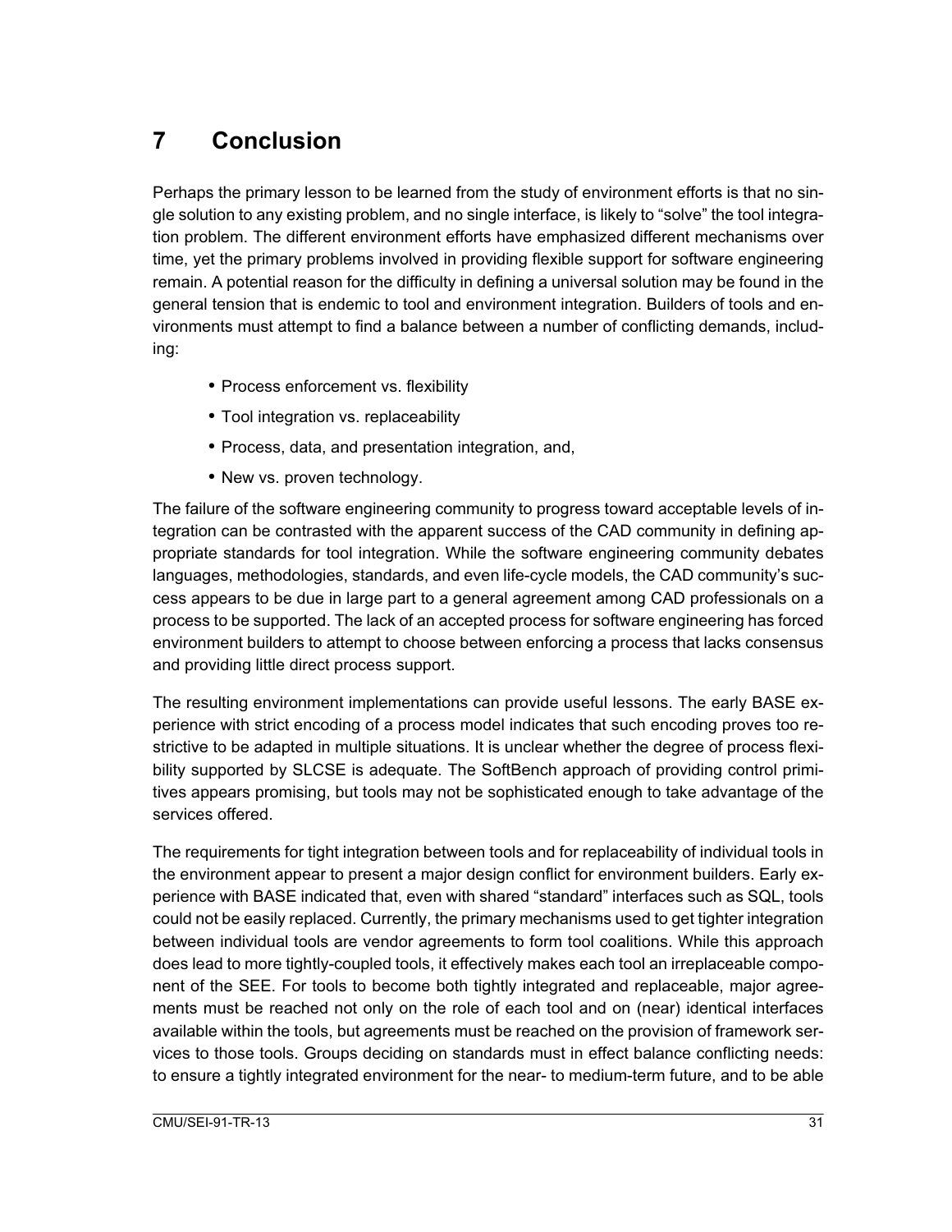# 7 Conclusion

Perhaps the primary lesson to be learned from the study of environment efforts is that no single solution to any existing problem, and no single interface, is likely to "solve" the tool integration problem. The different environment efforts have emphasized different mechanisms over time, yet the primary problems involved in providing flexible support for software engineering remain. A potential reason for the difficulty in defining a universal solution may be found in the general tension that is endemic to tool and environment integration. Builders of tools and environments must attempt to find a balance between a number of conflicting demands, including:

- Process enforcement vs. flexibility
- Tool integration vs. replaceability
- Process, data, and presentation integration, and,
- New vs. proven technology.

The failure of the software engineering community to progress toward acceptable levels of integration can be contrasted with the apparent success of the CAD community in defining appropriate standards for tool integration. While the software engineering community debates languages, methodologies, standards, and even life-cycle models, the CAD community's success appears to be due in large part to a general agreement among CAD professionals on a process to be supported. The lack of an accepted process for software engineering has forced environment builders to attempt to choose between enforcing a process that lacks consensus and providing little direct process support.

The resulting environment implementations can provide useful lessons. The early BASE experience with strict encoding of a process model indicates that such encoding proves too restrictive to be adapted in multiple situations. It is unclear whether the degree of process flexibility supported by SLCSE is adequate. The SoftBench approach of providing control primitives appears promising, but tools may not be sophisticated enough to take advantage of the services offered.

The requirements for tight integration between tools and for replaceability of individual tools in the environment appear to present a major design conflict for environment builders. Early experience with BASE indicated that, even with shared "standard" interfaces such as SQL, tools could not be easily replaced. Currently, the primary mechanisms used to get tighter integration between individual tools are vendor agreements to form tool coalitions. While this approach does lead to more tightly-coupled tools, it effectively makes each tool an irreplaceable component of the SEE. For tools to become both tightly integrated and replaceable, major agreements must be reached not only on the role of each tool and on (near) identical interfaces available within the tools, but agreements must be reached on the provision of framework services to those tools. Groups deciding on standards must in effect balance conflicting needs: to ensure a tightly integrated environment for the near- to medium-term future, and to be able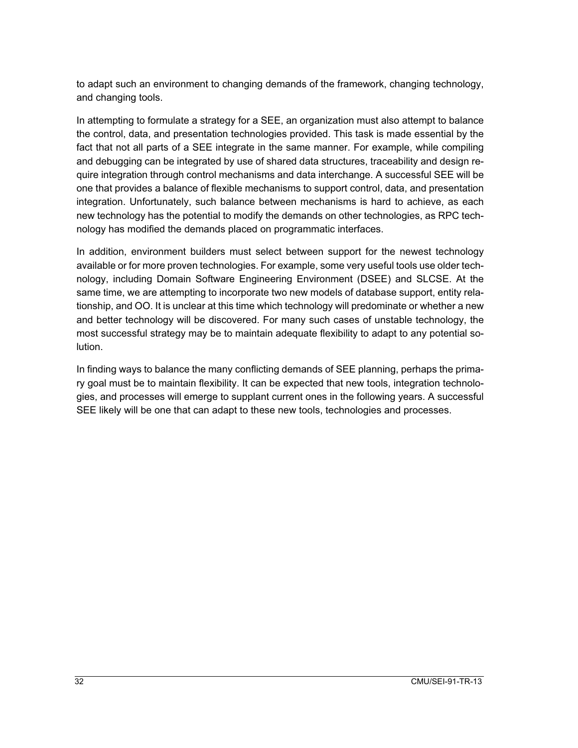to adapt such an environment to changing demands of the framework, changing technology, and changing tools.

In attempting to formulate a strategy for a SEE, an organization must also attempt to balance the control, data, and presentation technologies provided. This task is made essential by the fact that not all parts of a SEE integrate in the same manner. For example, while compiling and debugging can be integrated by use of shared data structures, traceability and design require integration through control mechanisms and data interchange. A successful SEE will be one that provides a balance of flexible mechanisms to support control, data, and presentation integration. Unfortunately, such balance between mechanisms is hard to achieve, as each new technology has the potential to modify the demands on other technologies, as RPC technology has modified the demands placed on programmatic interfaces.

In addition, environment builders must select between support for the newest technology available or for more proven technologies. For example, some very useful tools use older technology, including Domain Software Engineering Environment (DSEE) and SLCSE. At the same time, we are attempting to incorporate two new models of database support, entity relationship, and OO. It is unclear at this time which technology will predominate or whether a new and better technology will be discovered. For many such cases of unstable technology, the most successful strategy may be to maintain adequate flexibility to adapt to any potential solution.

In finding ways to balance the many conflicting demands of SEE planning, perhaps the primary goal must be to maintain flexibility. It can be expected that new tools, integration technologies, and processes will emerge to supplant current ones in the following years. A successful SEE likely will be one that can adapt to these new tools, technologies and processes.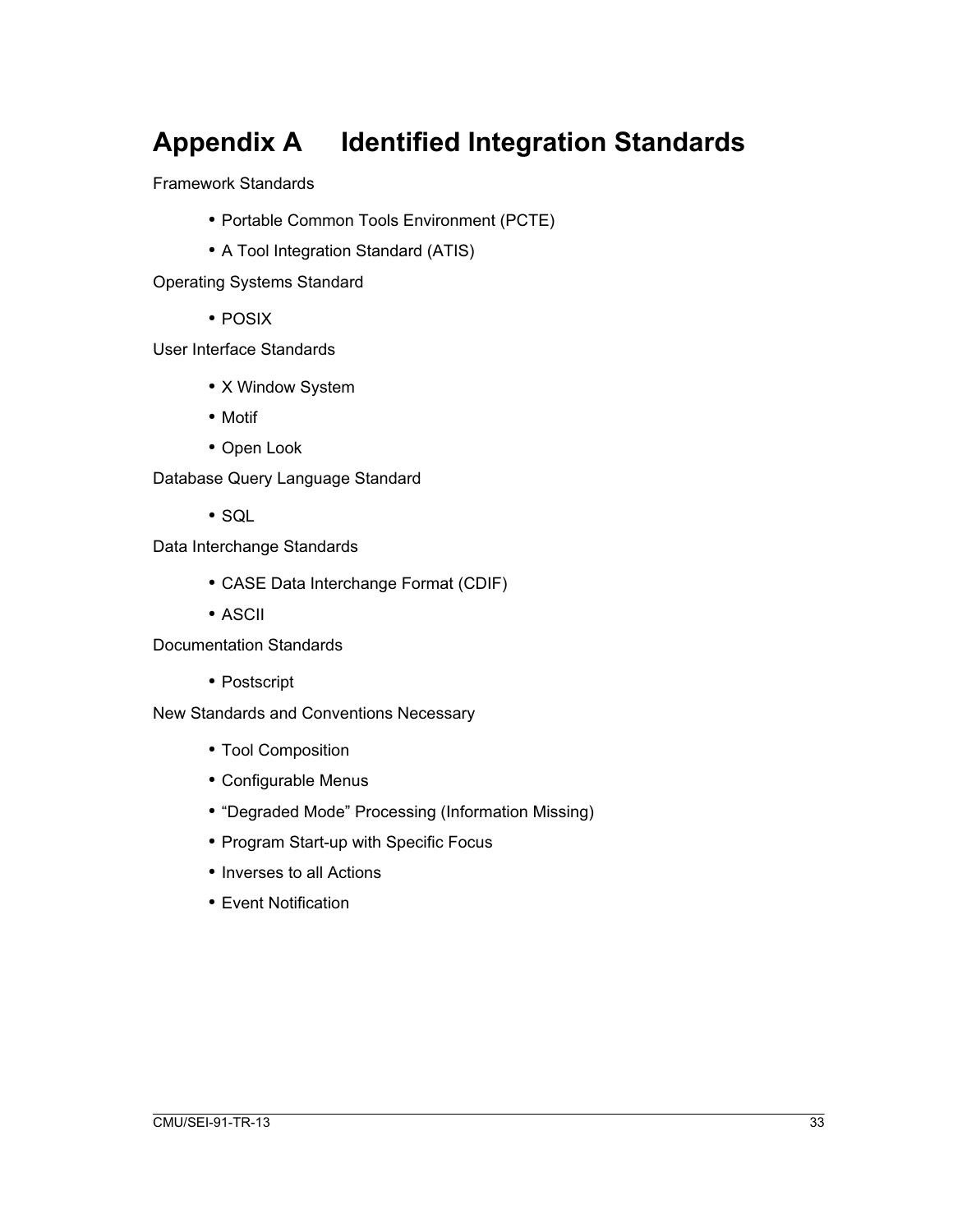# Appendix A Identified Integration Standards

Framework Standards

- Portable Common Tools Environment (PCTE)
- A Tool Integration Standard (ATIS)

Operating Systems Standard

- POSIX

User Interface Standards

- X Window System
- Motif
- Open Look

Database Query Language Standard

- SQL

Data Interchange Standards

- CASE Data Interchange Format (CDIF)
- ASCII

Documentation Standards

- Postscript

New Standards and Conventions Necessary

- Tool Composition
- Configurable Menus
- “Degraded Mode” Processing (Information Missing)
- Program Start-up with Specific Focus
- Inverses to all Actions
- Event Notification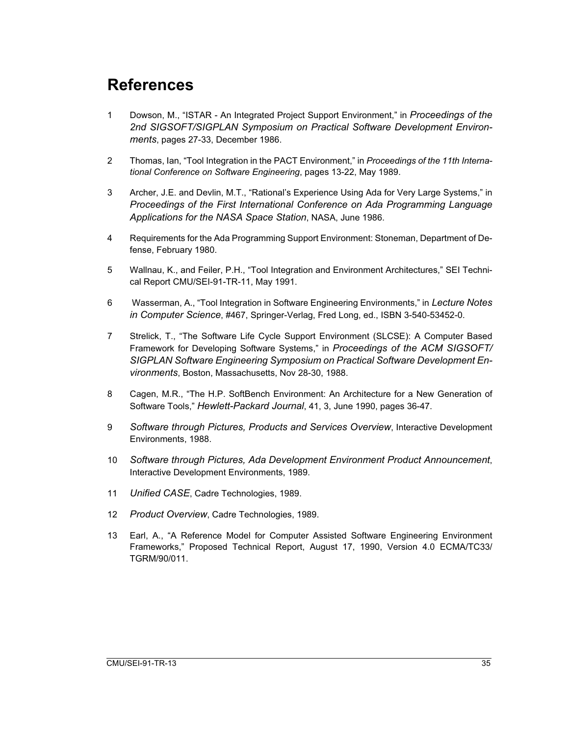# References

1 Dowson, M., "ISTAR - An Integrated Project Support Environment," in *Proceedings of the 2nd SIGSOFT/SIGPLAN Symposium on Practical Software Development Environments*, pages 27-33, December 1986.

2 Thomas, Ian, "Tool Integration in the PACT Environment," in *Proceedings of the 11th International Conference on Software Engineering*, pages 13-22, May 1989.

3 Archer, J.E. and Devlin, M.T., "Rational's Experience Using Ada for Very Large Systems," in *Proceedings of the First International Conference on Ada Programming Language Applications for the NASA Space Station*, NASA, June 1986.

4 Requirements for the Ada Programming Support Environment: Stoneman, Department of Defense, February 1980.

5 Wallnau, K., and Feiler, P.H., "Tool Integration and Environment Architectures," SEI Technical Report CMU/SEI-91-TR-11, May 1991.

6 Wasserman, A., "Tool Integration in Software Engineering Environments," in *Lecture Notes in Computer Science*, #467, Springer-Verlag, Fred Long, ed., ISBN 3-540-53452-0.

7 Strelick, T., "The Software Life Cycle Support Environment (SLCSE): A Computer Based Framework for Developing Software Systems," in *Proceedings of the ACM SIGSOFT/SIGPLAN Software Engineering Symposium on Practical Software Development Environments*, Boston, Massachusetts, Nov 28-30, 1988.

8 Cagen, M.R., "The H.P. SoftBench Environment: An Architecture for a New Generation of Software Tools," *Hewlett-Packard Journal*, 41, 3, June 1990, pages 36-47.

9 *Software through Pictures, Products and Services Overview*, Interactive Development Environments, 1988.

10 *Software through Pictures, Ada Development Environment Product Announcement*, Interactive Development Environments, 1989.

11 *Unified CASE*, Cadre Technologies, 1989.

12 *Product Overview*, Cadre Technologies, 1989.

13 Earl, A., "A Reference Model for Computer Assisted Software Engineering Environment Frameworks," Proposed Technical Report, August 17, 1990, Version 4.0 ECMA/TC33/TGRM/90/011.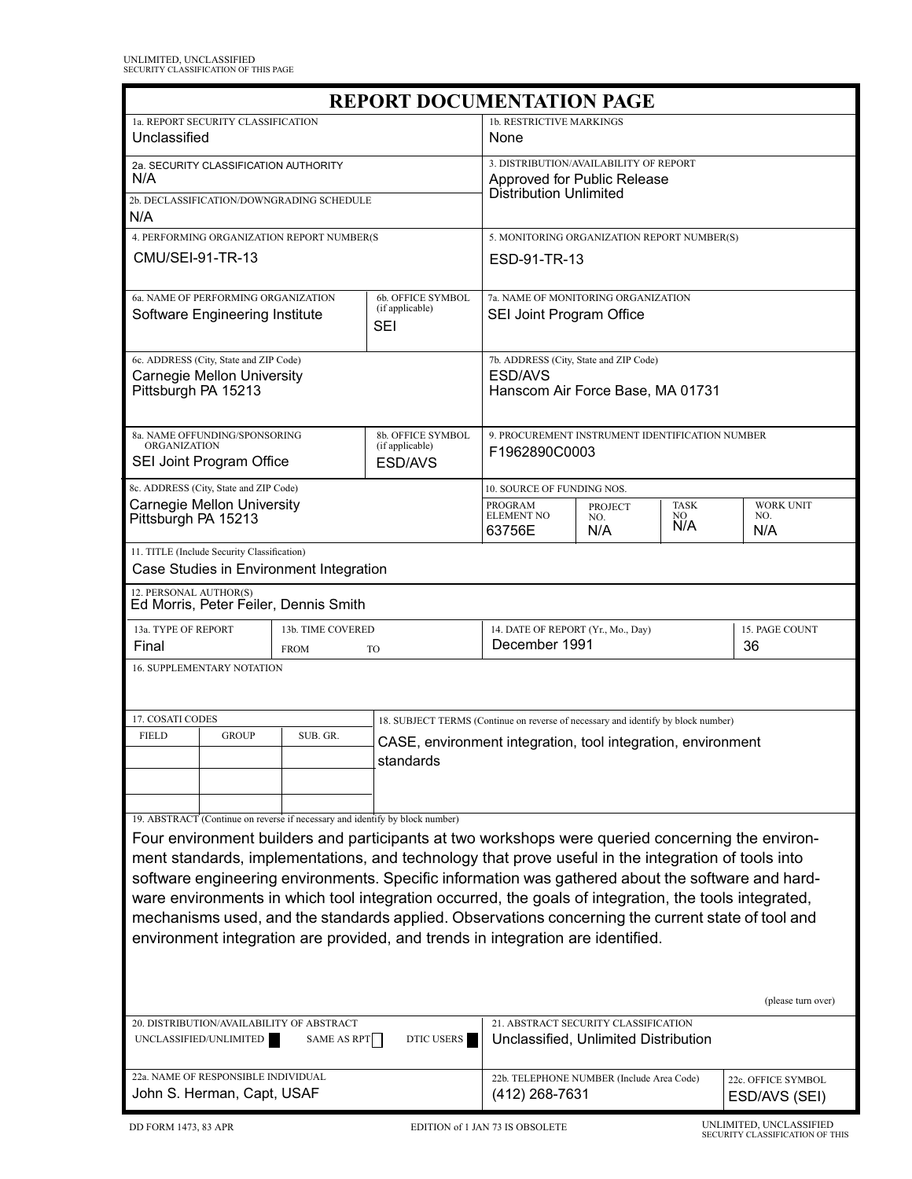UNLIMITED, UNCLASSIFIED
SECURITY CLASSIFICATION OF THIS PAGE

# REPORT DOCUMENTATION PAGE

| | |
|---|---|
| 1a. REPORT SECURITY CLASSIFICATION<br>Unclassified | 1b. RESTRICTIVE MARKINGS<br>None |
| 2a. SECURITY CLASSIFICATION AUTHORITY<br>N/A | 3. DISTRIBUTION/AVAILABILITY OF REPORT<br>Approved for Public Release<br>Distribution Unlimited |
| 2b. DECLASSIFICATION/DOWNGRADING SCHEDULE<br>N/A | |
| 4. PERFORMING ORGANIZATION REPORT NUMBER(S<br>CMU/SEI-91-TR-13 | 5. MONITORING ORGANIZATION REPORT NUMBER(S)<br>ESD-91-TR-13 |
| 6a. NAME OF PERFORMING ORGANIZATION<br>Software Engineering Institute<br>6b. OFFICE SYMBOL (if applicable)<br>SEI | 7a. NAME OF MONITORING ORGANIZATION<br>SEI Joint Program Office |
| 6c. ADDRESS (City, State and ZIP Code)<br>Carnegie Mellon University<br>Pittsburgh PA 15213 | 7b. ADDRESS (City, State and ZIP Code)<br>ESD/AVS<br>Hanscom Air Force Base, MA 01731 |
| 8a. NAME OFFUNDING/SPONSORING ORGANIZATION<br>SEI Joint Program Office<br>8b. OFFICE SYMBOL (if applicable)<br>ESD/AVS | 9. PROCUREMENT INSTRUMENT IDENTIFICATION NUMBER<br>F1962890C0003 |
| 8c. ADDRESS (City, State and ZIP Code)<br>Carnegie Mellon University<br>Pittsburgh PA 15213 | 10. SOURCE OF FUNDING NOS.<br>PROGRAM ELEMENT NO: 63756E<br>PROJECT NO.: N/A<br>TASK NO: N/A<br>WORK UNIT NO.: N/A |

11. TITLE (Include Security Classification)
Case Studies in Environment Integration

12. PERSONAL AUTHOR(S)
Ed Morris, Peter Feiler, Dennis Smith

| 13a. TYPE OF REPORT | 13b. TIME COVERED | 14. DATE OF REPORT (Yr., Mo., Day) | 15. PAGE COUNT |
|---|---|---|---|
| Final | FROM TO | December 1991 | 36 |

16. SUPPLEMENTARY NOTATION

| 17. COSATI CODES | | | 18. SUBJECT TERMS (Continue on reverse of necessary and identify by block number) |
|---|---|---|---|
| FIELD | GROUP | SUB. GR. | CASE, environment integration, tool integration, environment standards |

19. ABSTRACT (Continue on reverse if necessary and identify by block number)

Four environment builders and participants at two workshops were queried concerning the environment standards, implementations, and technology that prove useful in the integration of tools into software engineering environments. Specific information was gathered about the software and hardware environments in which tool integration occurred, the goals of integration, the tools integrated, mechanisms used, and the standards applied. Observations concerning the current state of tool and environment integration are provided, and trends in integration are identified.

(please turn over)

| | |
|---|---|
| 20. DISTRIBUTION/AVAILABILITY OF ABSTRACT<br>UNCLASSIFIED/UNLIMITED ■ SAME AS RPT ☐ DTIC USERS ■ | 21. ABSTRACT SECURITY CLASSIFICATION<br>Unclassified, Unlimited Distribution |
| 22a. NAME OF RESPONSIBLE INDIVIDUAL<br>John S. Herman, Capt, USAF | 22b. TELEPHONE NUMBER (Include Area Code)<br>(412) 268-7631<br>22c. OFFICE SYMBOL<br>ESD/AVS (SEI) |

DD FORM 1473, 83 APR EDITION of 1 JAN 73 IS OBSOLETE UNLIMITED, UNCLASSIFIED
SECURITY CLASSIFICATION OF THIS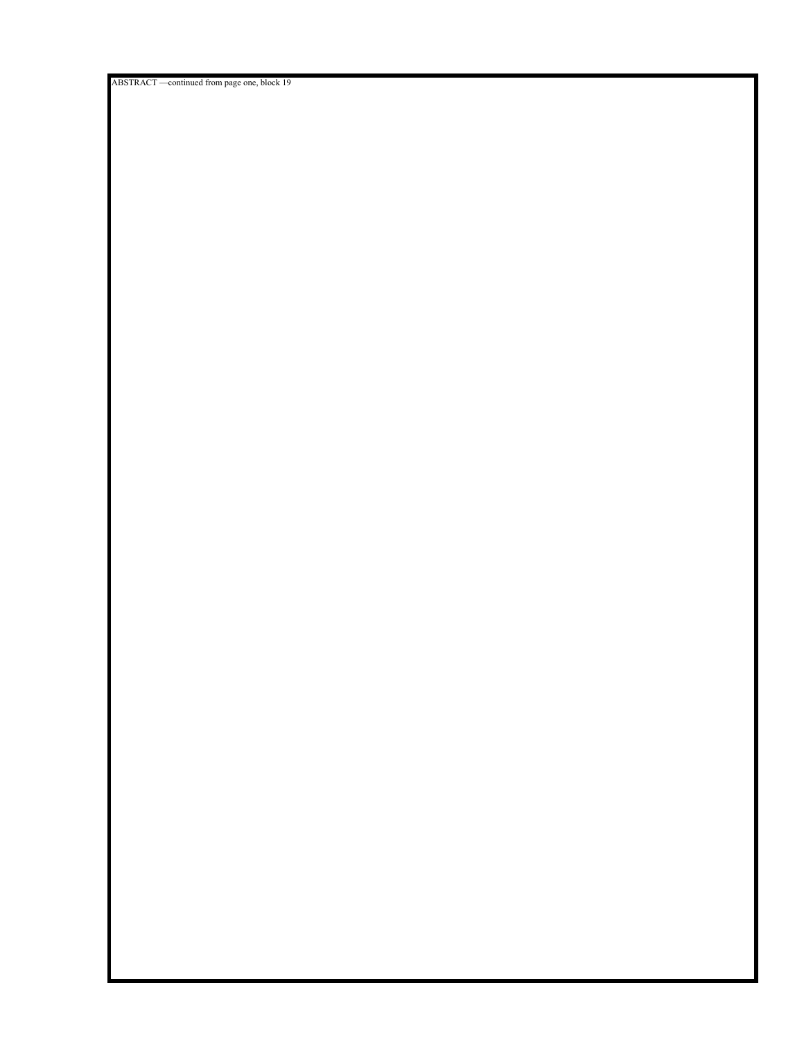ABSTRACT —continued from page one, block 19